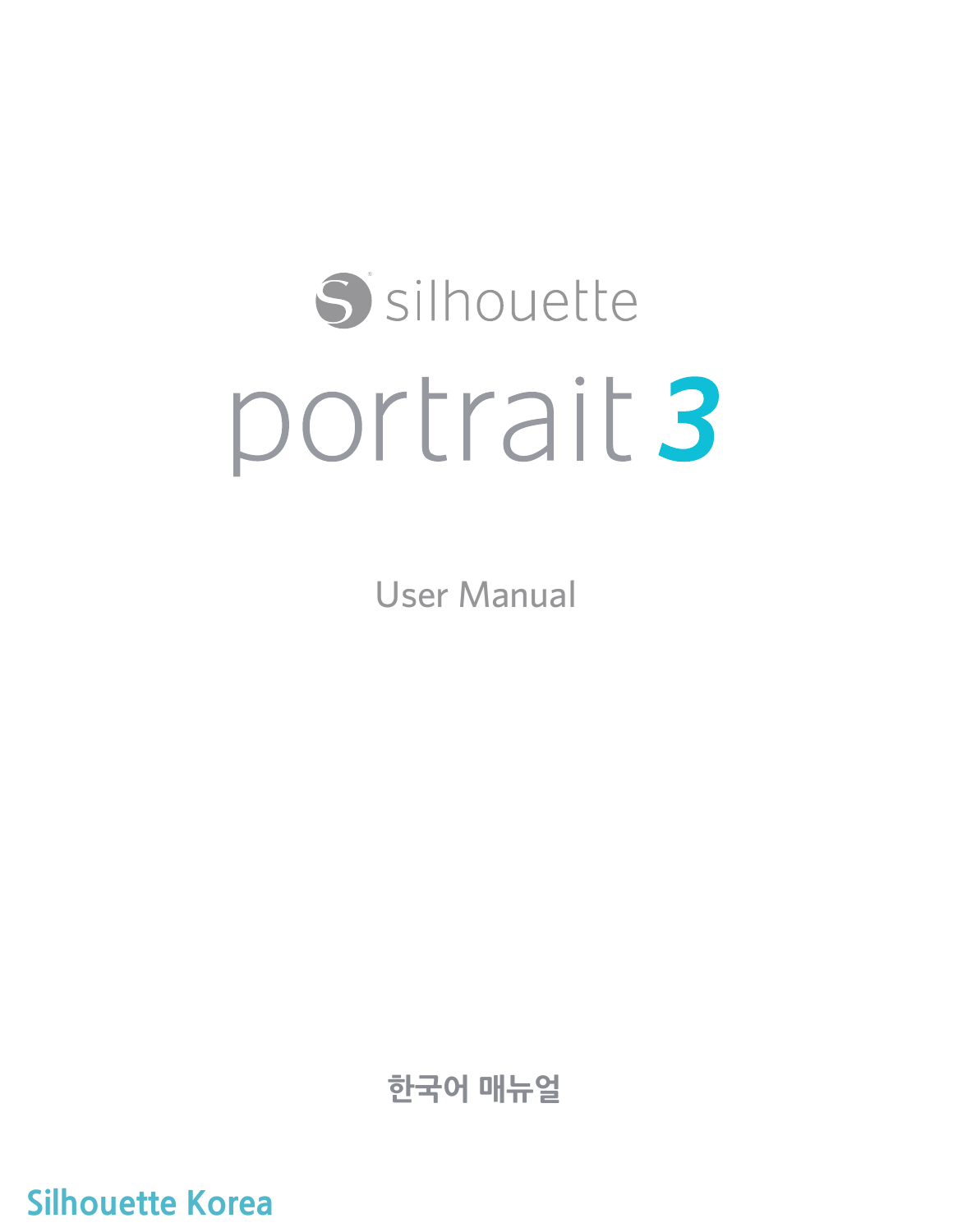silhouette

# portrait 3

User Manual

한국어 매뉴얼

Silhouette Korea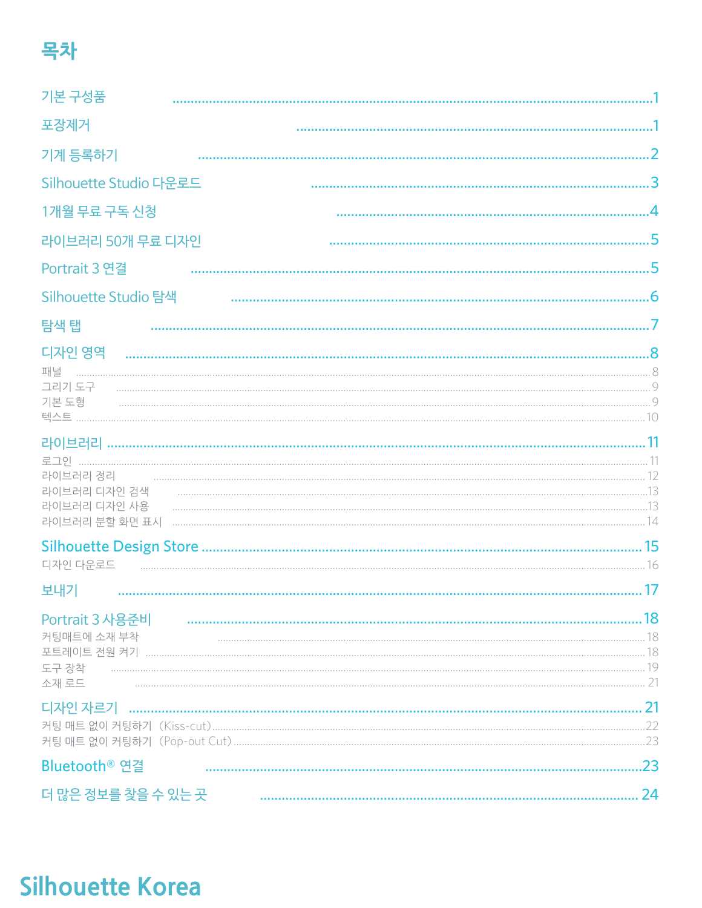# 목차

- 기본 구성품 ........ 1
- 포장제거 ........ 1
- 기계 등록하기 ........ 2
- Silhouette Studio 다운로드 ........ 3
- 1개월 무료 구독 신청 ........ 4
- 라이브러리 50개 무료 디자인 ........ 5
- Portrait 3 연결 ........ 5
- Silhouette Studio 탐색 ........ 6
- 탐색 탭 ........ 7
- 디자인 영역 ........ 8
  - 패널 ........ 8
  - 그리기 도구 ........ 9
  - 기본 도형 ........ 9
  - 텍스트 ........ 10
- 라이브러리 ........ 11
  - 로그인 ........ 11
  - 라이브러리 정리 ........ 12
  - 라이브러리 디자인 검색 ........ 13
  - 라이브러리 디자인 사용 ........ 13
  - 라이브러리 분할 화면 표시 ........ 14
- Silhouette Design Store ........ 15
  - 디자인 다운로드 ........ 16
- 보내기 ........ 17
- Portrait 3 사용준비 ........ 18
  - 커팅매트에 소재 부착 ........ 18
  - 포트레이트 전원 켜기 ........ 18
  - 도구 장착 ........ 19
  - 소재 로드 ........ 21
- 디자인 자르기 ........ 21
  - 커팅 매트 없이 커팅하기 (Kiss-cut) ........ 22
  - 커팅 매트 없이 커팅하기 (Pop-out Cut) ........ 23
- Bluetooth® 연결 ........ 23
- 더 많은 정보를 찾을 수 있는 곳 ........ 24

Silhouette Korea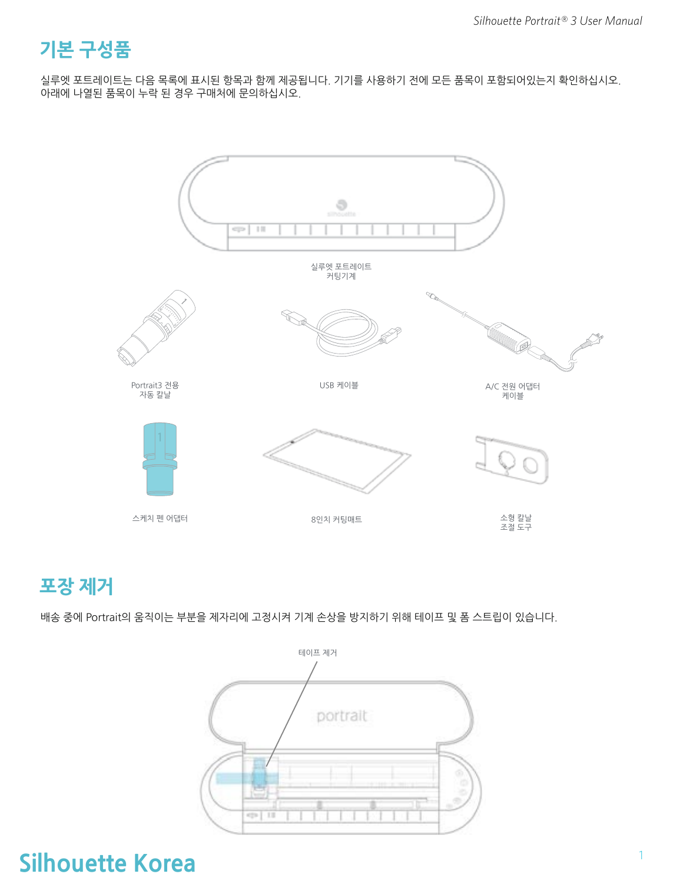## 기본 구성품

실루엣 포트레이트는 다음 목록에 표시된 항목과 함께 제공됩니다. 기기를 사용하기 전에 모든 품목이 포함되어있는지 확인하십시오. 아래에 나열된 품목이 누락 된 경우 구매처에 문의하십시오.

실루엣 포트레이트 커팅기계

Portrait3 전용 자동 칼날

USB 케이블

A/C 전원 어댑터 케이블

스케치 펜 어댑터

8인치 커팅매트

소형 칼날 조절 도구

## 포장 제거

배송 중에 Portrait의 움직이는 부분을 제자리에 고정시켜 기계 손상을 방지하기 위해 테이프 및 폼 스트립이 있습니다.

테이프 제거

portrait

**Silhouette Korea**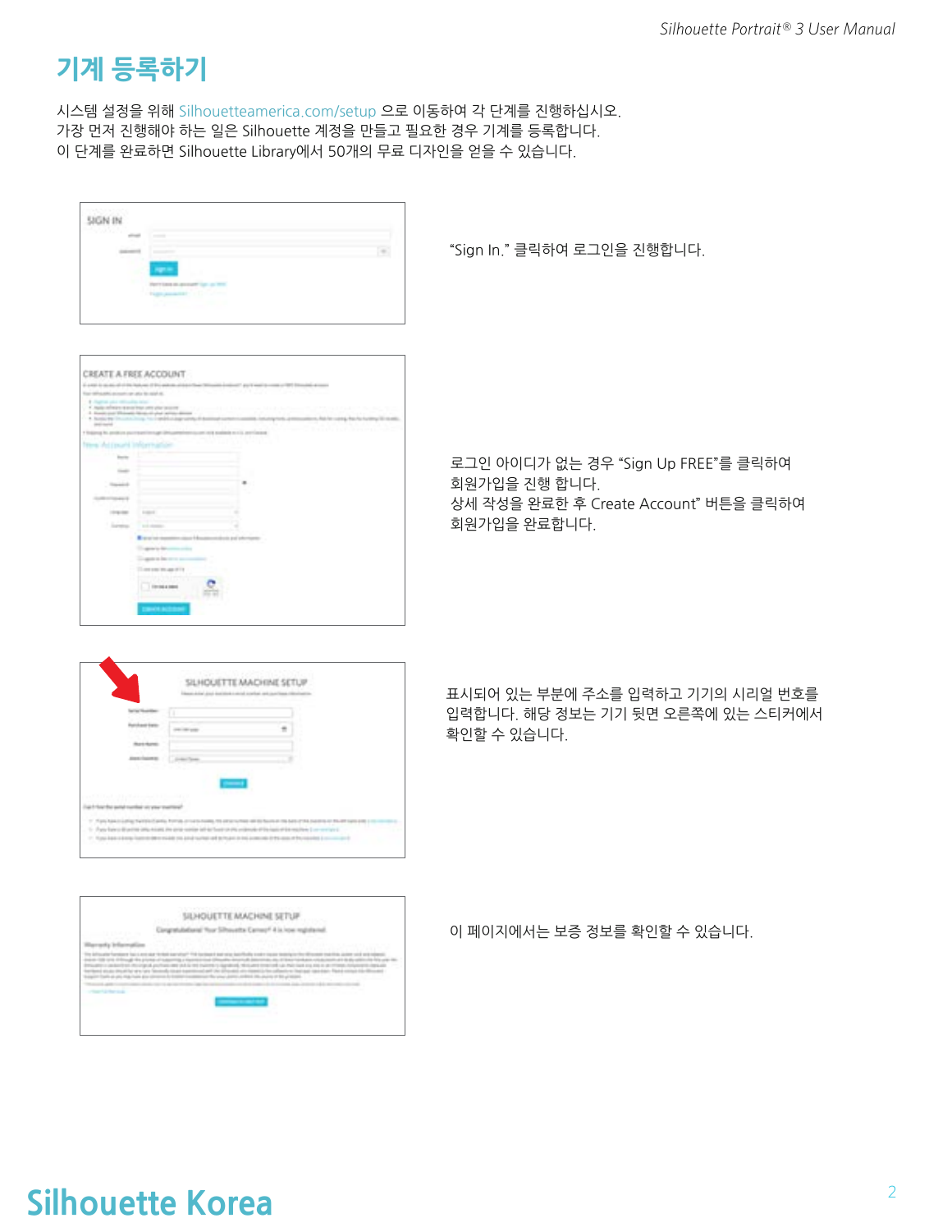# 기계 등록하기

시스템 설정을 위해 Silhouetteamerica.com/setup 으로 이동하여 각 단계를 진행하십시오.
가장 먼저 진행해야 하는 일은 Silhouette 계정을 만들고 필요한 경우 기계를 등록합니다.
이 단계를 완료하면 Silhouette Library에서 50개의 무료 디자인을 얻을 수 있습니다.

“Sign In.” 클릭하여 로그인을 진행합니다.

로그인 아이디가 없는 경우 “Sign Up FREE”를 클릭하여 회원가입을 진행 합니다.
상세 작성을 완료한 후 Create Account” 버튼을 클릭하여 회원가입을 완료합니다.

표시되어 있는 부분에 주소를 입력하고 기기의 시리얼 번호를 입력합니다. 해당 정보는 기기 뒷면 오른쪽에 있는 스티커에서 확인할 수 있습니다.

이 페이지에서는 보증 정보를 확인할 수 있습니다.

Silhouette Korea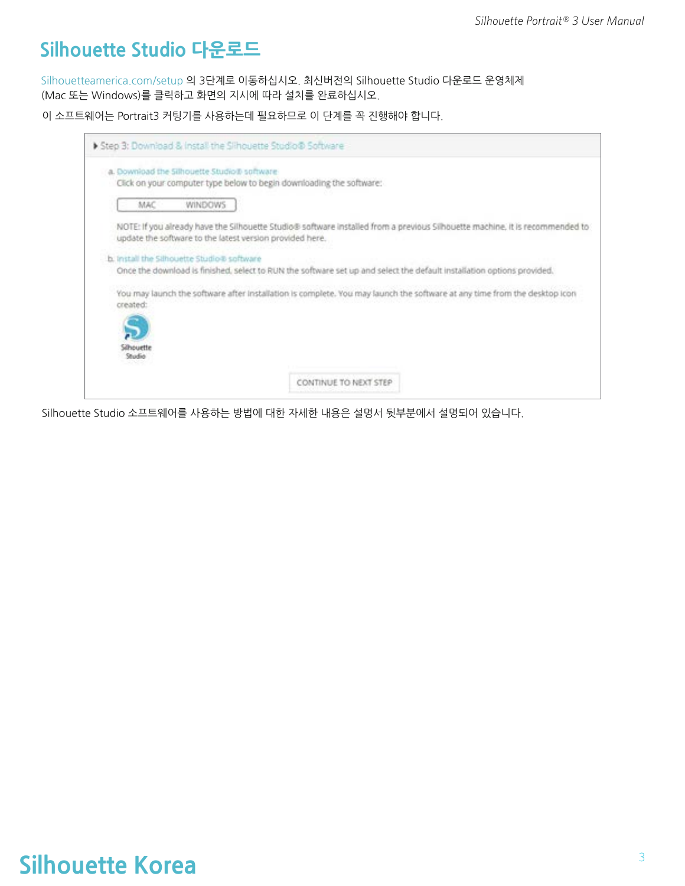# Silhouette Studio 다운로드

Silhouetteamerica.com/setup 의 3단계로 이동하십시오. 최신버전의 Silhouette Studio 다운로드 운영체제 (Mac 또는 Windows)를 클릭하고 화면의 지시에 따라 설치를 완료하십시오.

이 소프트웨어는 Portrait3 커팅기를 사용하는데 필요하므로 이 단계를 꼭 진행해야 합니다.

> **Step 3: Download & Install the Silhouette Studio® Software**
>
> a. Download the Silhouette Studio® software
> Click on your computer type below to begin downloading the software:
>
> MAC | WINDOWS
>
> NOTE: If you already have the Silhouette Studio® software installed from a previous Silhouette machine, it is recommended to update the software to the latest version provided here.
>
> b. Install the Silhouette Studio® software
> Once the download is finished, select to RUN the software set up and select the default installation options provided.
>
> You may launch the software after installation is complete. You may launch the software at any time from the desktop icon created:
>
> Silhouette Studio
>
> CONTINUE TO NEXT STEP

Silhouette Studio 소프트웨어를 사용하는 방법에 대한 자세한 내용은 설명서 뒷부분에서 설명되어 있습니다.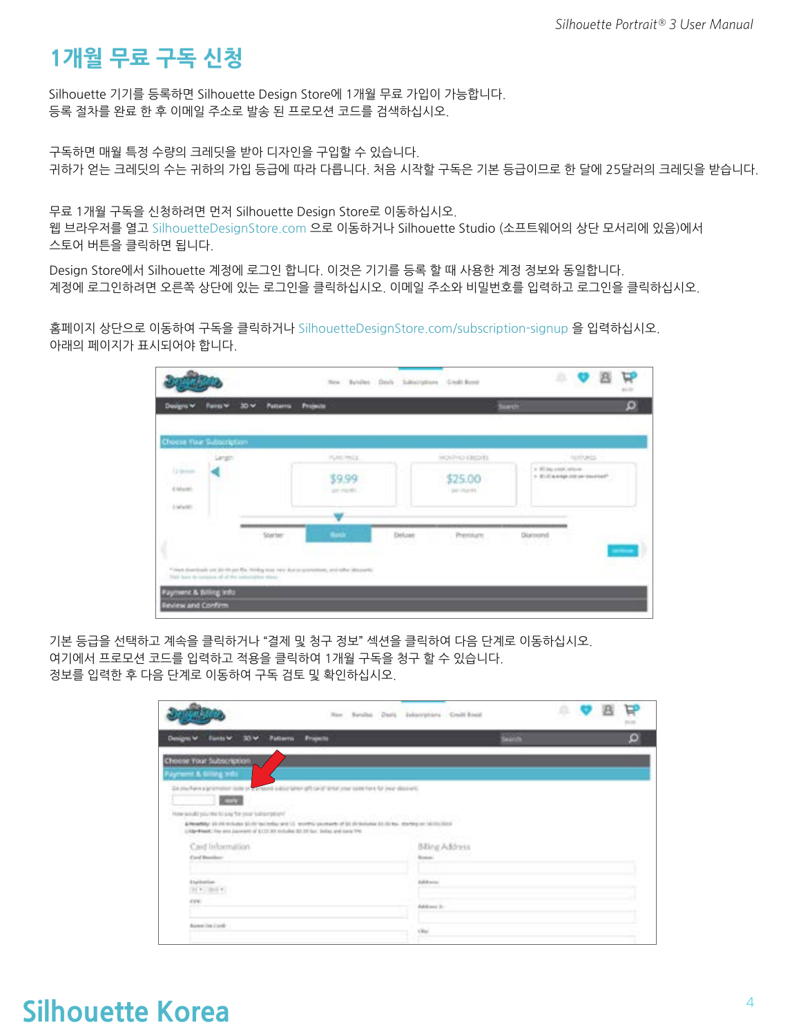# 1개월 무료 구독 신청

Silhouette 기기를 등록하면 Silhouette Design Store에 1개월 무료 가입이 가능합니다.
등록 절차를 완료 한 후 이메일 주소로 발송 된 프로모션 코드를 검색하십시오.

구독하면 매월 특정 수량의 크레딧을 받아 디자인을 구입할 수 있습니다.
귀하가 얻는 크레딧의 수는 귀하의 가입 등급에 따라 다릅니다. 처음 시작할 구독은 기본 등급이므로 한 달에 25달러의 크레딧을 받습니다.

무료 1개월 구독을 신청하려면 먼저 Silhouette Design Store로 이동하십시오.
웹 브라우저를 열고 SilhouetteDesignStore.com 으로 이동하거나 Silhouette Studio (소프트웨어의 상단 모서리에 있음)에서 스토어 버튼을 클릭하면 됩니다.

Design Store에서 Silhouette 계정에 로그인 합니다. 이것은 기기를 등록 할 때 사용한 계정 정보와 동일합니다.
계정에 로그인하려면 오른쪽 상단에 있는 로그인을 클릭하십시오. 이메일 주소와 비밀번호를 입력하고 로그인을 클릭하십시오.

홈페이지 상단으로 이동하여 구독을 클릭하거나 SilhouetteDesignStore.com/subscription-signup 을 입력하십시오.
아래의 페이지가 표시되어야 합니다.

기본 등급을 선택하고 계속을 클릭하거나 "결제 및 청구 정보" 섹션을 클릭하여 다음 단계로 이동하십시오.
여기에서 프로모션 코드를 입력하고 적용을 클릭하여 1개월 구독을 청구 할 수 있습니다.
정보를 입력한 후 다음 단계로 이동하여 구독 검토 및 확인하십시오.

Silhouette Korea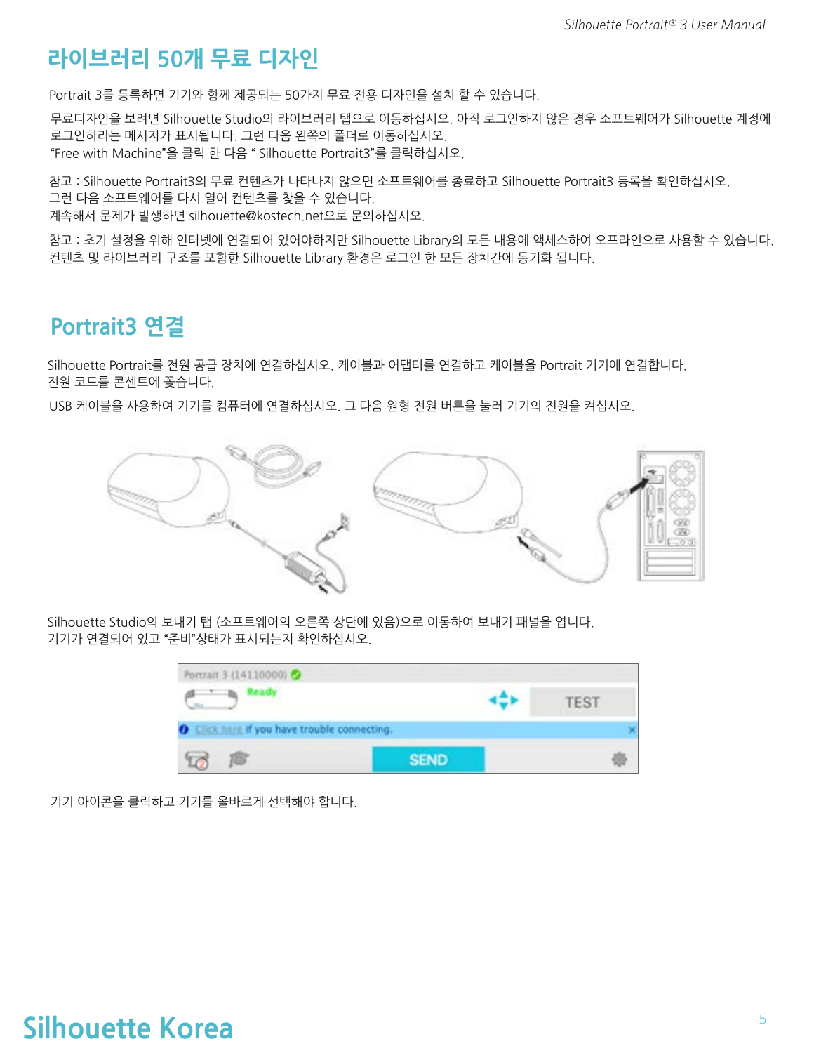# 라이브러리 50개 무료 디자인

Portrait 3를 등록하면 기기와 함께 제공되는 50가지 무료 전용 디자인을 설치 할 수 있습니다.

무료디자인을 보려면 Silhouette Studio의 라이브러리 탭으로 이동하십시오. 아직 로그인하지 않은 경우 소프트웨어가 Silhouette 계정에 로그인하라는 메시지가 표시됩니다. 그런 다음 왼쪽의 폴더로 이동하십시오.
"Free with Machine"을 클릭 한 다음 " Silhouette Portrait3"를 클릭하십시오.

참고 : Silhouette Portrait3의 무료 컨텐츠가 나타나지 않으면 소프트웨어를 종료하고 Silhouette Portrait3 등록을 확인하십시오.
그런 다음 소프트웨어를 다시 열어 컨텐츠를 찾을 수 있습니다.
계속해서 문제가 발생하면 silhouette@kostech.net으로 문의하십시오.

참고 : 초기 설정을 위해 인터넷에 연결되어 있어야하지만 Silhouette Library의 모든 내용에 액세스하여 오프라인으로 사용할 수 있습니다.
컨텐츠 및 라이브러리 구조를 포함한 Silhouette Library 환경은 로그인 한 모든 장치간에 동기화 됩니다.

# Portrait3 연결

Silhouette Portrait를 전원 공급 장치에 연결하십시오. 케이블과 어댑터를 연결하고 케이블을 Portrait 기기에 연결합니다.
전원 코드를 콘센트에 꽂습니다.

USB 케이블을 사용하여 기기를 컴퓨터에 연결하십시오. 그 다음 원형 전원 버튼을 눌러 기기의 전원을 켜십시오.

Silhouette Studio의 보내기 탭 (소프트웨어의 오른쪽 상단에 있음)으로 이동하여 보내기 패널을 엽니다.
기기가 연결되어 있고 "준비"상태가 표시되는지 확인하십시오.

기기 아이콘을 클릭하고 기기를 올바르게 선택해야 합니다.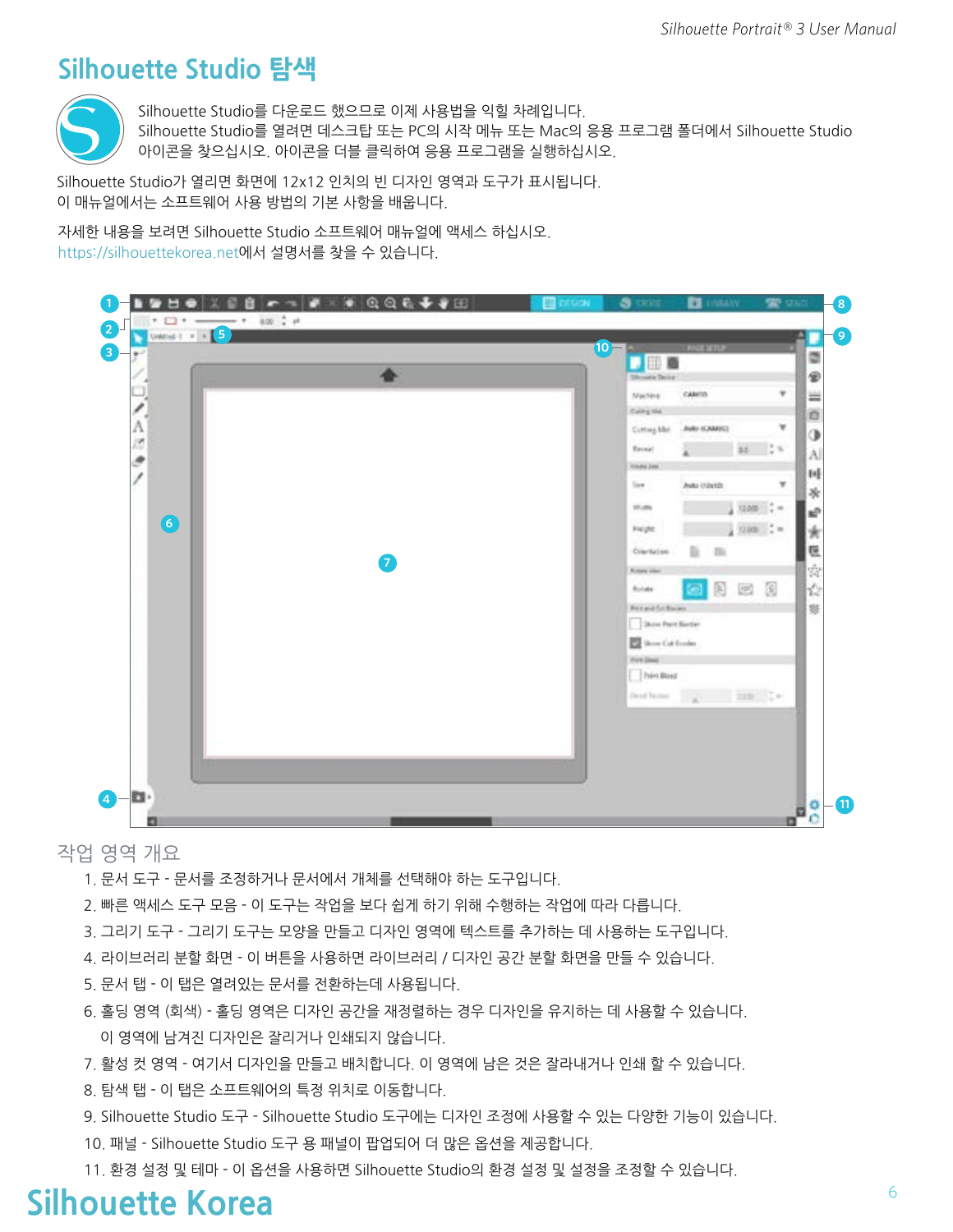# Silhouette Studio 탐색

Silhouette Studio를 다운로드 했으므로 이제 사용법을 익힐 차례입니다.
Silhouette Studio를 열려면 데스크탑 또는 PC의 시작 메뉴 또는 Mac의 응용 프로그램 폴더에서 Silhouette Studio 아이콘을 찾으십시오. 아이콘을 더블 클릭하여 응용 프로그램을 실행하십시오.

Silhouette Studio가 열리면 화면에 12x12 인치의 빈 디자인 영역과 도구가 표시됩니다.
이 매뉴얼에서는 소프트웨어 사용 방법의 기본 사항을 배웁니다.

자세한 내용을 보려면 Silhouette Studio 소프트웨어 매뉴얼에 액세스 하십시오.
https://silhouettekorea.net에서 설명서를 찾을 수 있습니다.

## 작업 영역 개요

1. 문서 도구 - 문서를 조정하거나 문서에서 개체를 선택해야 하는 도구입니다.
2. 빠른 액세스 도구 모음 - 이 도구는 작업을 보다 쉽게 하기 위해 수행하는 작업에 따라 다릅니다.
3. 그리기 도구 - 그리기 도구는 모양을 만들고 디자인 영역에 텍스트를 추가하는 데 사용하는 도구입니다.
4. 라이브러리 분할 화면 - 이 버튼을 사용하면 라이브러리 / 디자인 공간 분할 화면을 만들 수 있습니다.
5. 문서 탭 - 이 탭은 열려있는 문서를 전환하는데 사용됩니다.
6. 홀딩 영역 (회색) - 홀딩 영역은 디자인 공간을 재정렬하는 경우 디자인을 유지하는 데 사용할 수 있습니다. 이 영역에 남겨진 디자인은 잘리거나 인쇄되지 않습니다.
7. 활성 컷 영역 - 여기서 디자인을 만들고 배치합니다. 이 영역에 남은 것은 잘라내거나 인쇄 할 수 있습니다.
8. 탐색 탭 - 이 탭은 소프트웨어의 특정 위치로 이동합니다.
9. Silhouette Studio 도구 - Silhouette Studio 도구에는 디자인 조정에 사용할 수 있는 다양한 기능이 있습니다.
10. 패널 - Silhouette Studio 도구 용 패널이 팝업되어 더 많은 옵션을 제공합니다.
11. 환경 설정 및 테마 - 이 옵션을 사용하면 Silhouette Studio의 환경 설정 및 설정을 조정할 수 있습니다.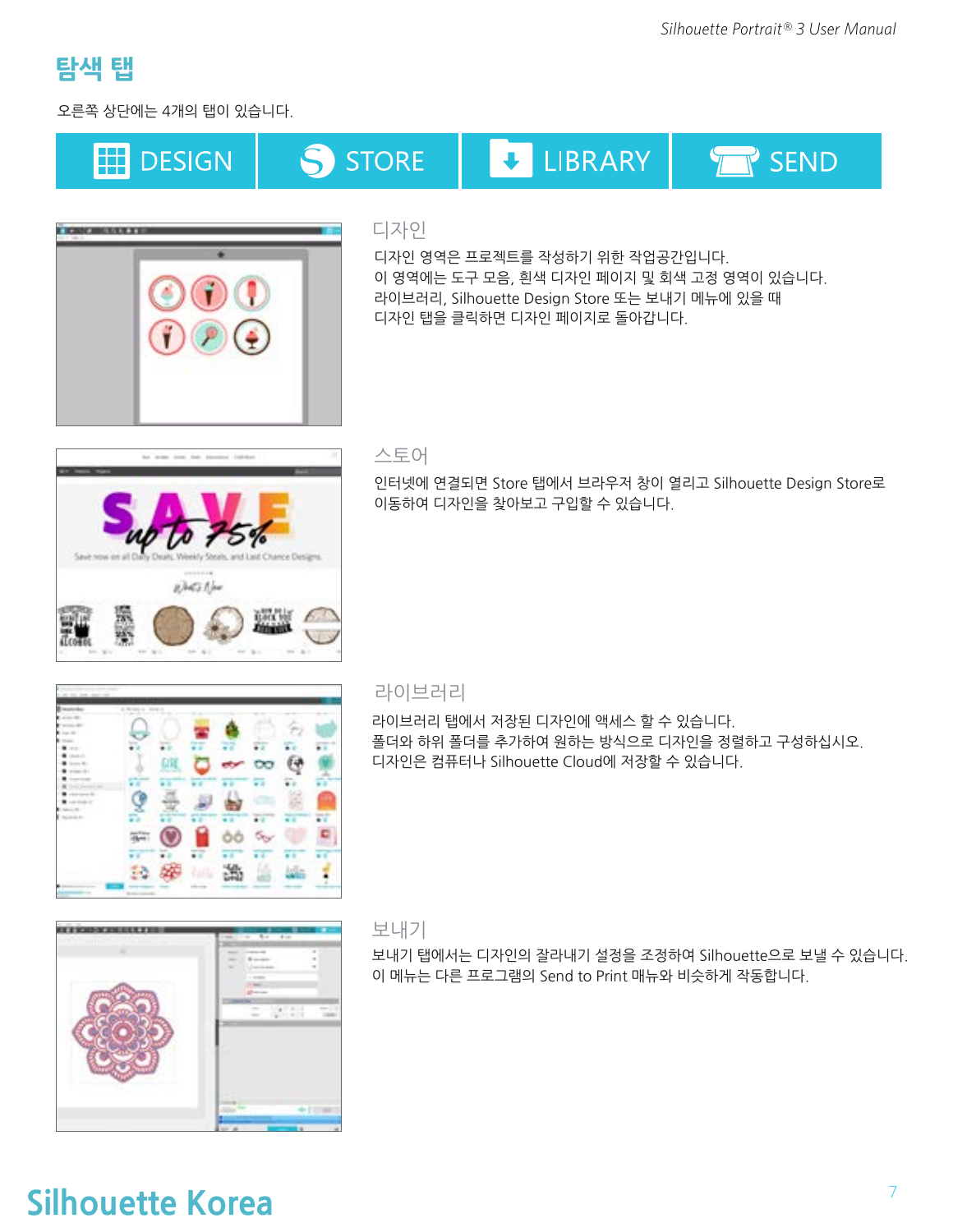## 탐색 탭

오른쪽 상단에는 4개의 탭이 있습니다.

DESIGN | STORE | LIBRARY | SEND

### 디자인

디자인 영역은 프로젝트를 작성하기 위한 작업공간입니다.
이 영역에는 도구 모음, 흰색 디자인 페이지 및 회색 고정 영역이 있습니다.
라이브러리, Silhouette Design Store 또는 보내기 메뉴에 있을 때
디자인 탭을 클릭하면 디자인 페이지로 돌아갑니다.

### 스토어

인터넷에 연결되면 Store 탭에서 브라우저 창이 열리고 Silhouette Design Store로
이동하여 디자인을 찾아보고 구입할 수 있습니다.

### 라이브러리

라이브러리 탭에서 저장된 디자인에 액세스 할 수 있습니다.
폴더와 하위 폴더를 추가하여 원하는 방식으로 디자인을 정렬하고 구성하십시오.
디자인은 컴퓨터나 Silhouette Cloud에 저장할 수 있습니다.

### 보내기

보내기 탭에서는 디자인의 잘라내기 설정을 조정하여 Silhouette으로 보낼 수 있습니다.
이 메뉴는 다른 프로그램의 Send to Print 매뉴와 비슷하게 작동합니다.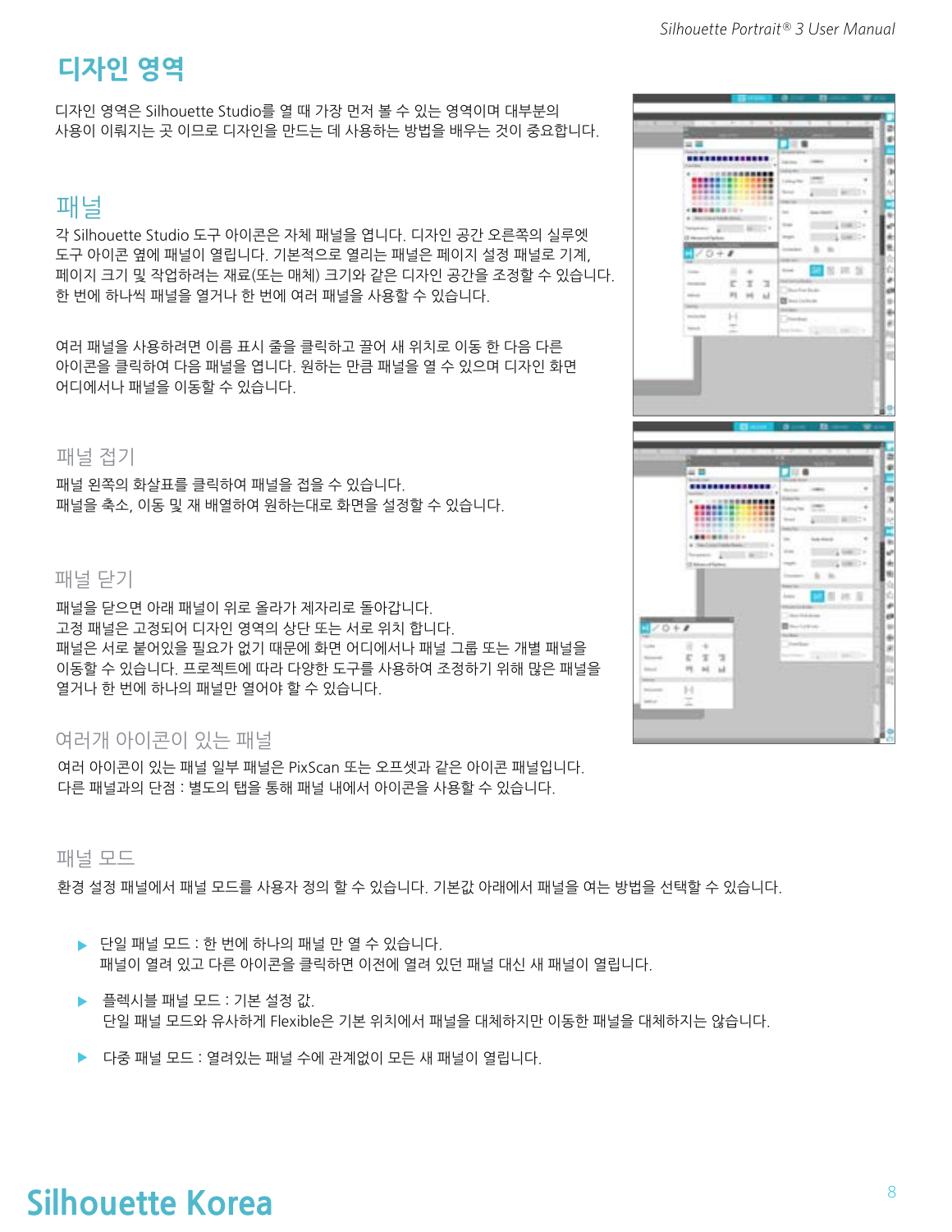# 디자인 영역

디자인 영역은 Silhouette Studio를 열 때 가장 먼저 볼 수 있는 영역이며 대부분의 사용이 이뤄지는 곳 이므로 디자인을 만드는 데 사용하는 방법을 배우는 것이 중요합니다.

## 패널

각 Silhouette Studio 도구 아이콘은 자체 패널을 엽니다. 디자인 공간 오른쪽의 실루엣 도구 아이콘 옆에 패널이 열립니다. 기본적으로 열리는 패널은 페이지 설정 패널로 기계, 페이지 크기 및 작업하려는 재료(또는 매체) 크기와 같은 디자인 공간을 조정할 수 있습니다. 한 번에 하나씩 패널을 열거나 한 번에 여러 패널을 사용할 수 있습니다.

여러 패널을 사용하려면 이름 표시 줄을 클릭하고 끌어 새 위치로 이동 한 다음 다른 아이콘을 클릭하여 다음 패널을 엽니다. 원하는 만큼 패널을 열 수 있으며 디자인 화면 어디에서나 패널을 이동할 수 있습니다.

### 패널 접기

패널 왼쪽의 화살표를 클릭하여 패널을 접을 수 있습니다.
패널을 축소, 이동 및 재 배열하여 원하는대로 화면을 설정할 수 있습니다.

### 패널 닫기

패널을 닫으면 아래 패널이 위로 올라가 제자리로 돌아갑니다.
고정 패널은 고정되어 디자인 영역의 상단 또는 서로 위치 합니다.
패널은 서로 붙어있을 필요가 없기 때문에 화면 어디에서나 패널 그룹 또는 개별 패널을 이동할 수 있습니다. 프로젝트에 따라 다양한 도구를 사용하여 조정하기 위해 많은 패널을 열거나 한 번에 하나의 패널만 열어야 할 수 있습니다.

### 여러개 아이콘이 있는 패널

여러 아이콘이 있는 패널 일부 패널은 PixScan 또는 오프셋과 같은 아이콘 패널입니다.
다른 패널과의 단점 : 별도의 탭을 통해 패널 내에서 아이콘을 사용할 수 있습니다.

### 패널 모드

환경 설정 패널에서 패널 모드를 사용자 정의 할 수 있습니다. 기본값 아래에서 패널을 여는 방법을 선택할 수 있습니다.

- 단일 패널 모드 : 한 번에 하나의 패널 만 열 수 있습니다.
  패널이 열려 있고 다른 아이콘을 클릭하면 이전에 열려 있던 패널 대신 새 패널이 열립니다.
- 플렉시블 패널 모드 : 기본 설정 값.
  단일 패널 모드와 유사하게 Flexible은 기본 위치에서 패널을 대체하지만 이동한 패널을 대체하지는 않습니다.
- 다중 패널 모드 : 열려있는 패널 수에 관계없이 모든 새 패널이 열립니다.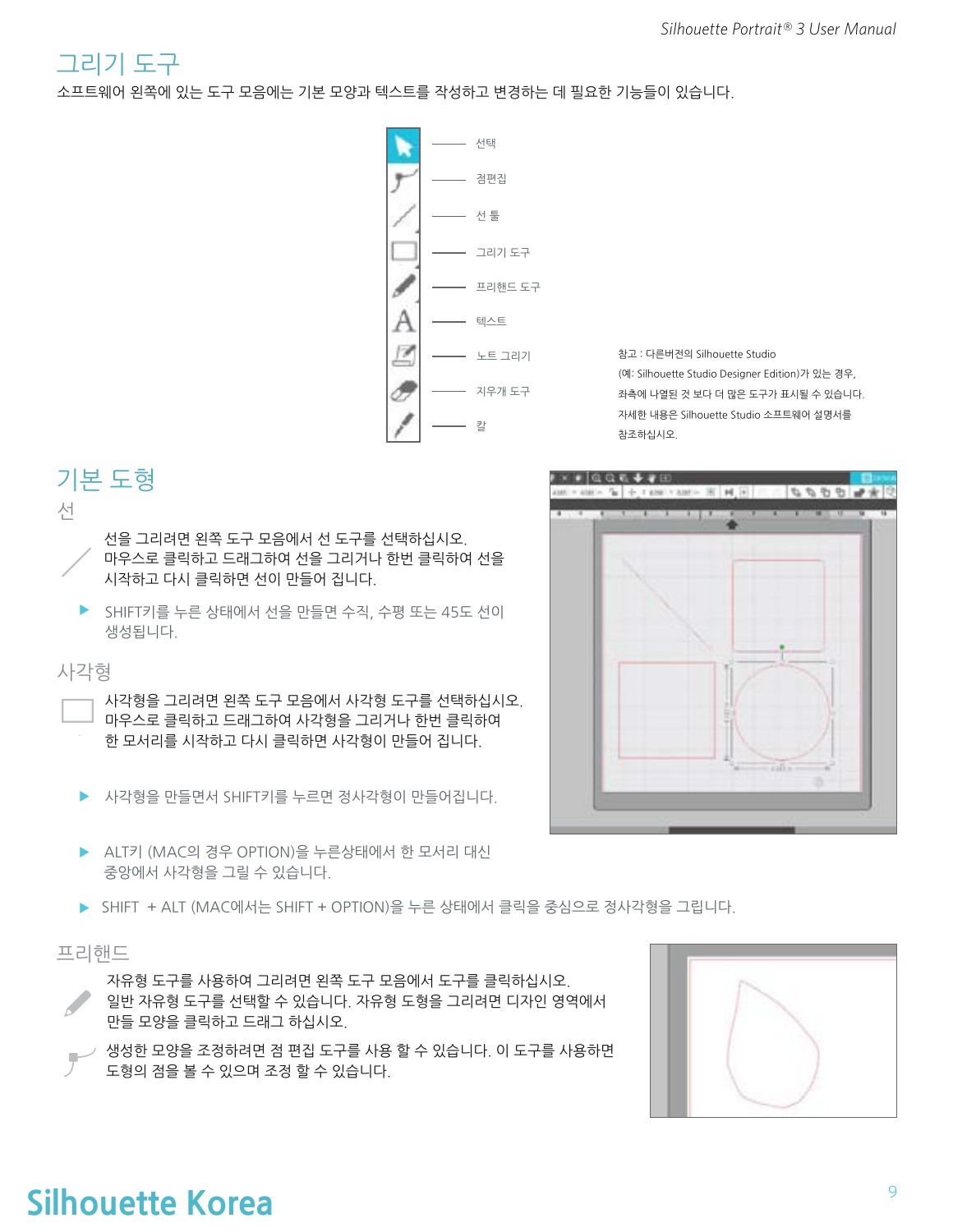# 그리기 도구

소프트웨어 왼쪽에 있는 도구 모음에는 기본 모양과 텍스트를 작성하고 변경하는 데 필요한 기능들이 있습니다.

- 선택
- 점편집
- 선 툴
- 그리기 도구
- 프리핸드 도구
- 텍스트
- 노트 그리기
- 지우개 도구
- 칼

참고 : 다른버전의 Silhouette Studio
(예: Silhouette Studio Designer Edition)가 있는 경우,
좌측에 나열된 것 보다 더 많은 도구가 표시될 수 있습니다.
자세한 내용은 Silhouette Studio 소프트웨어 설명서를
참조하십시오.

## 기본 도형

### 선

선을 그리려면 왼쪽 도구 모음에서 선 도구를 선택하십시오.
마우스로 클릭하고 드래그하여 선을 그리거나 한번 클릭하여 선을
시작하고 다시 클릭하면 선이 만들어 집니다.

- SHIFT키를 누른 상태에서 선을 만들면 수직, 수평 또는 45도 선이
생성됩니다.

### 사각형

사각형을 그리려면 왼쪽 도구 모음에서 사각형 도구를 선택하십시오.
마우스로 클릭하고 드래그하여 사각형을 그리거나 한번 클릭하여
한 모서리를 시작하고 다시 클릭하면 사각형이 만들어 집니다.

- 사각형을 만들면서 SHIFT키를 누르면 정사각형이 만들어집니다.
- ALT키 (MAC의 경우 OPTION)을 누른상태에서 한 모서리 대신
중앙에서 사각형을 그릴 수 있습니다.
- SHIFT + ALT (MAC에서는 SHIFT + OPTION)을 누른 상태에서 클릭을 중심으로 정사각형을 그립니다.

### 프리핸드

자유형 도구를 사용하여 그리려면 왼쪽 도구 모음에서 도구를 클릭하십시오.
일반 자유형 도구를 선택할 수 있습니다. 자유형 도형을 그리려면 디자인 영역에서
만들 모양을 클릭하고 드래그 하십시오.

생성한 모양을 조정하려면 점 편집 도구를 사용 할 수 있습니다. 이 도구를 사용하면
도형의 점을 볼 수 있으며 조정 할 수 있습니다.

Silhouette Korea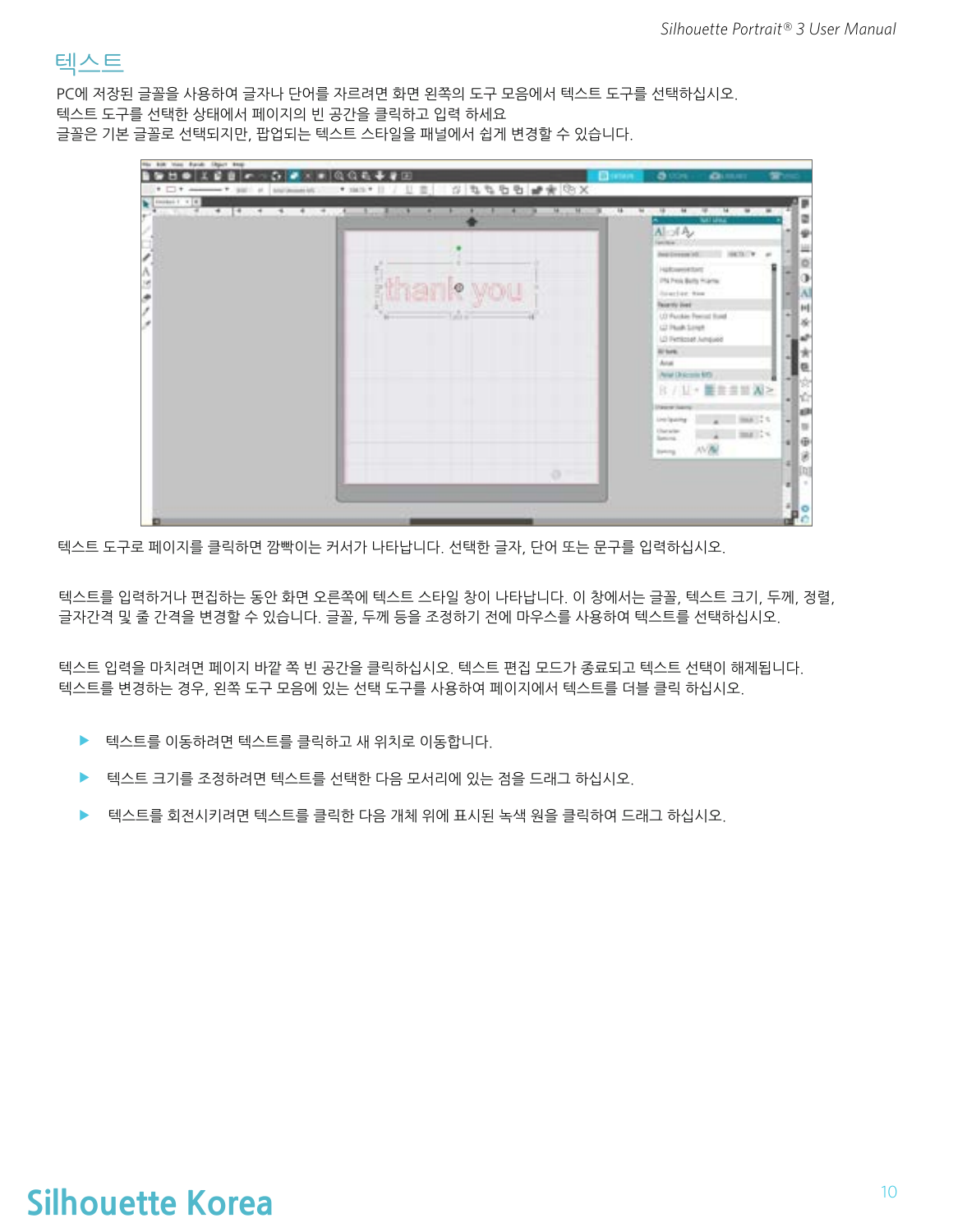# 텍스트

PC에 저장된 글꼴을 사용하여 글자나 단어를 자르려면 화면 왼쪽의 도구 모음에서 텍스트 도구를 선택하십시오.
텍스트 도구를 선택한 상태에서 페이지의 빈 공간을 클릭하고 입력 하세요
글꼴은 기본 글꼴로 선택되지만, 팝업되는 텍스트 스타일을 패널에서 쉽게 변경할 수 있습니다.

텍스트 도구로 페이지를 클릭하면 깜빡이는 커서가 나타납니다. 선택한 글자, 단어 또는 문구를 입력하십시오.

텍스트를 입력하거나 편집하는 동안 화면 오른쪽에 텍스트 스타일 창이 나타납니다. 이 창에서는 글꼴, 텍스트 크기, 두께, 정렬, 글자간격 및 줄 간격을 변경할 수 있습니다. 글꼴, 두께 등을 조정하기 전에 마우스를 사용하여 텍스트를 선택하십시오.

텍스트 입력을 마치려면 페이지 바깥 쪽 빈 공간을 클릭하십시오. 텍스트 편집 모드가 종료되고 텍스트 선택이 해제됩니다.
텍스트를 변경하는 경우, 왼쪽 도구 모음에 있는 선택 도구를 사용하여 페이지에서 텍스트를 더블 클릭 하십시오.

- 텍스트를 이동하려면 텍스트를 클릭하고 새 위치로 이동합니다.
- 텍스트 크기를 조정하려면 텍스트를 선택한 다음 모서리에 있는 점을 드래그 하십시오.
- 텍스트를 회전시키려면 텍스트를 클릭한 다음 개체 위에 표시된 녹색 원을 클릭하여 드래그 하십시오.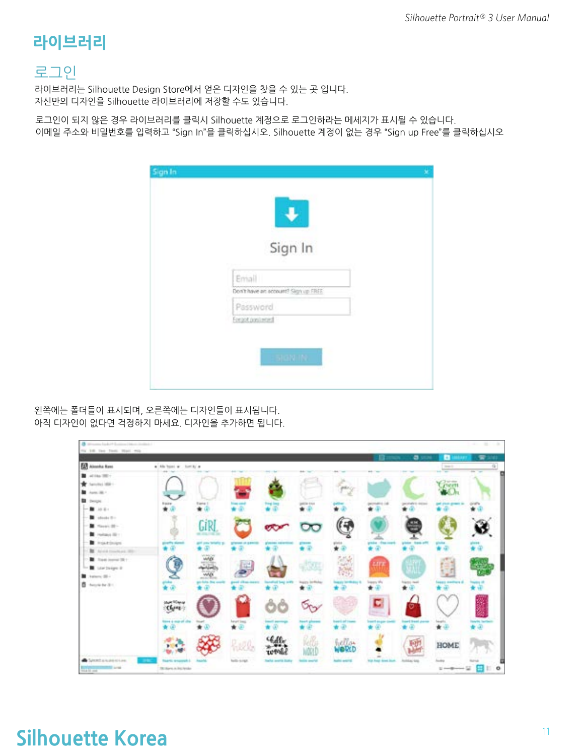# 라이브러리

## 로그인

라이브러리는 Silhouette Design Store에서 얻은 디자인을 찾을 수 있는 곳 입니다.
자신만의 디자인을 Silhouette 라이브러리에 저장할 수도 있습니다.

로그인이 되지 않은 경우 라이브러리를 클릭시 Silhouette 계정으로 로그인하라는 메세지가 표시될 수 있습니다.
이메일 주소와 비밀번호를 입력하고 "Sign In"을 클릭하십시오. Silhouette 계정이 없는 경우 "Sign up Free"를 클릭하십시오

왼쪽에는 폴더들이 표시되며, 오른쪽에는 디자인들이 표시됩니다.
아직 디자인이 없다면 걱정하지 마세요. 디자인을 추가하면 됩니다.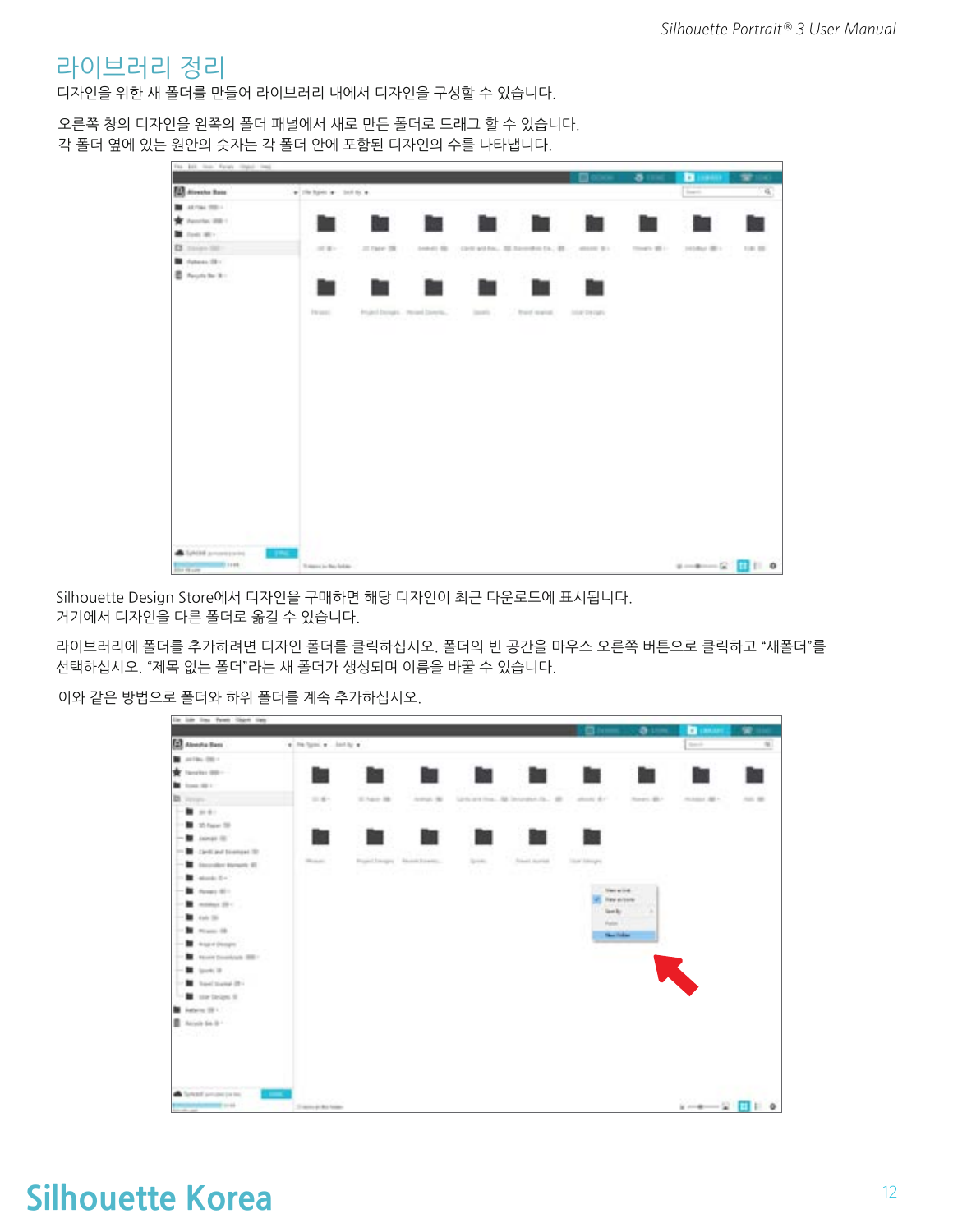## 라이브러리 정리

디자인을 위한 새 폴더를 만들어 라이브러리 내에서 디자인을 구성할 수 있습니다.

오른쪽 창의 디자인을 왼쪽의 폴더 패널에서 새로 만든 폴더로 드래그 할 수 있습니다.
각 폴더 옆에 있는 원안의 숫자는 각 폴더 안에 포함된 디자인의 수를 나타냅니다.

Silhouette Design Store에서 디자인을 구매하면 해당 디자인이 최근 다운로드에 표시됩니다.
거기에서 디자인을 다른 폴더로 옮길 수 있습니다.

라이브러리에 폴더를 추가하려면 디자인 폴더를 클릭하십시오. 폴더의 빈 공간을 마우스 오른쪽 버튼으로 클릭하고 "새폴더"를 선택하십시오. "제목 없는 폴더"라는 새 폴더가 생성되며 이름을 바꿀 수 있습니다.

이와 같은 방법으로 폴더와 하위 폴더를 계속 추가하십시오.

Silhouette Korea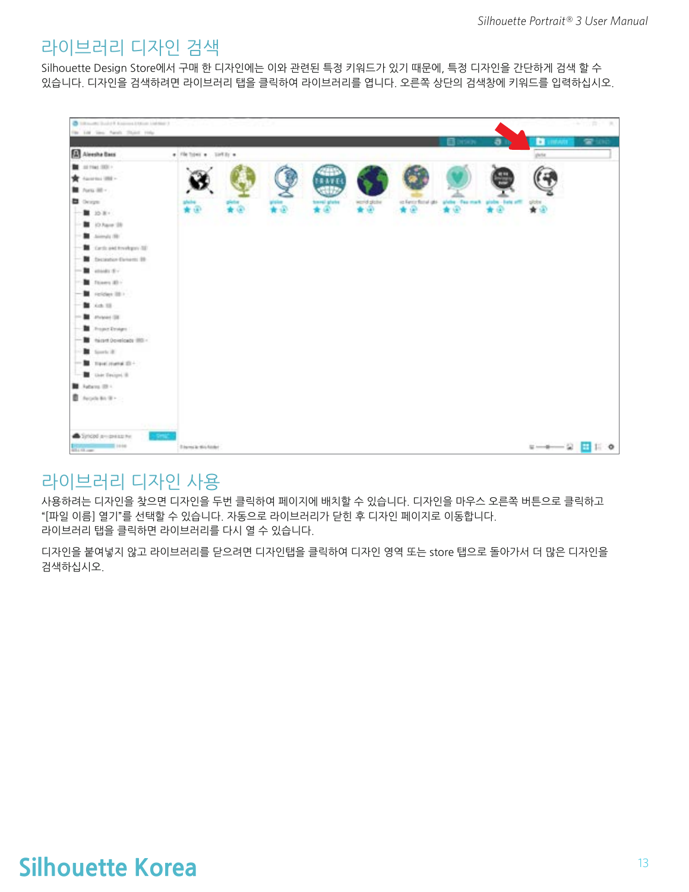## 라이브러리 디자인 검색

Silhouette Design Store에서 구매 한 디자인에는 이와 관련된 특정 키워드가 있기 때문에, 특정 디자인을 간단하게 검색 할 수 있습니다. 디자인을 검색하려면 라이브러리 탭을 클릭하여 라이브러리를 엽니다. 오른쪽 상단의 검색창에 키워드를 입력하십시오.

## 라이브러리 디자인 사용

사용하려는 디자인을 찾으면 디자인을 두번 클릭하여 페이지에 배치할 수 있습니다. 디자인을 마우스 오른쪽 버튼으로 클릭하고 "[파일 이름] 열기"를 선택할 수 있습니다. 자동으로 라이브러리가 닫힌 후 디자인 페이지로 이동합니다.
라이브러리 탭을 클릭하면 라이브러리를 다시 열 수 있습니다.

디자인을 붙여넣지 않고 라이브러리를 닫으려면 디자인탭을 클릭하여 디자인 영역 또는 store 탭으로 돌아가서 더 많은 디자인을 검색하십시오.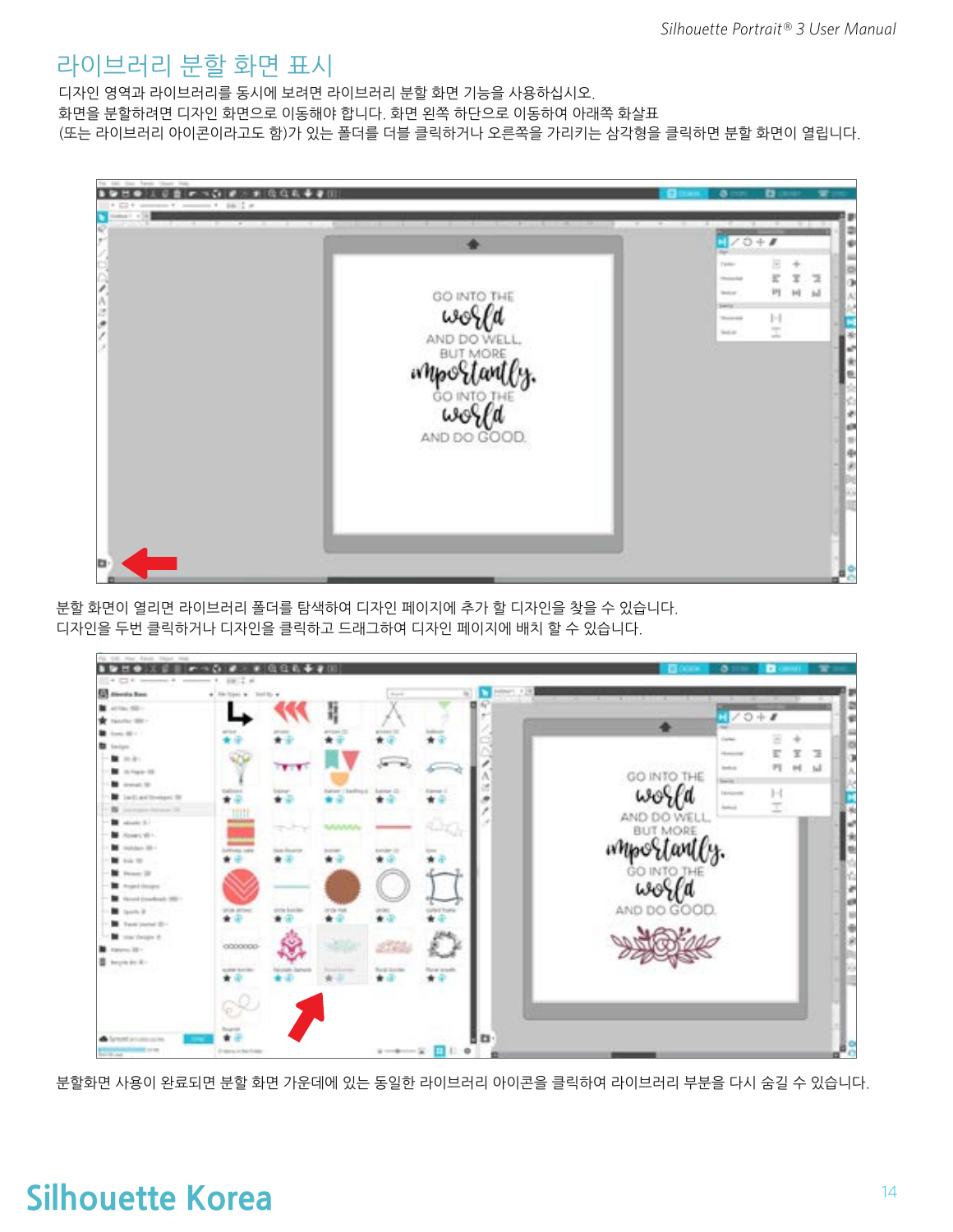# 라이브러리 분할 화면 표시

디자인 영역과 라이브러리를 동시에 보려면 라이브러리 분할 화면 기능을 사용하십시오.
화면을 분할하려면 디자인 화면으로 이동해야 합니다. 화면 왼쪽 하단으로 이동하여 아래쪽 화살표
(또는 라이브러리 아이콘이라고도 함)가 있는 폴더를 더블 클릭하거나 오른쪽을 가리키는 삼각형을 클릭하면 분할 화면이 열립니다.

분할 화면이 열리면 라이브러리 폴더를 탐색하여 디자인 페이지에 추가 할 디자인을 찾을 수 있습니다.
디자인을 두번 클릭하거나 디자인을 클릭하고 드래그하여 디자인 페이지에 배치 할 수 있습니다.

분할화면 사용이 완료되면 분할 화면 가운데에 있는 동일한 라이브러리 아이콘을 클릭하여 라이브러리 부분을 다시 숨길 수 있습니다.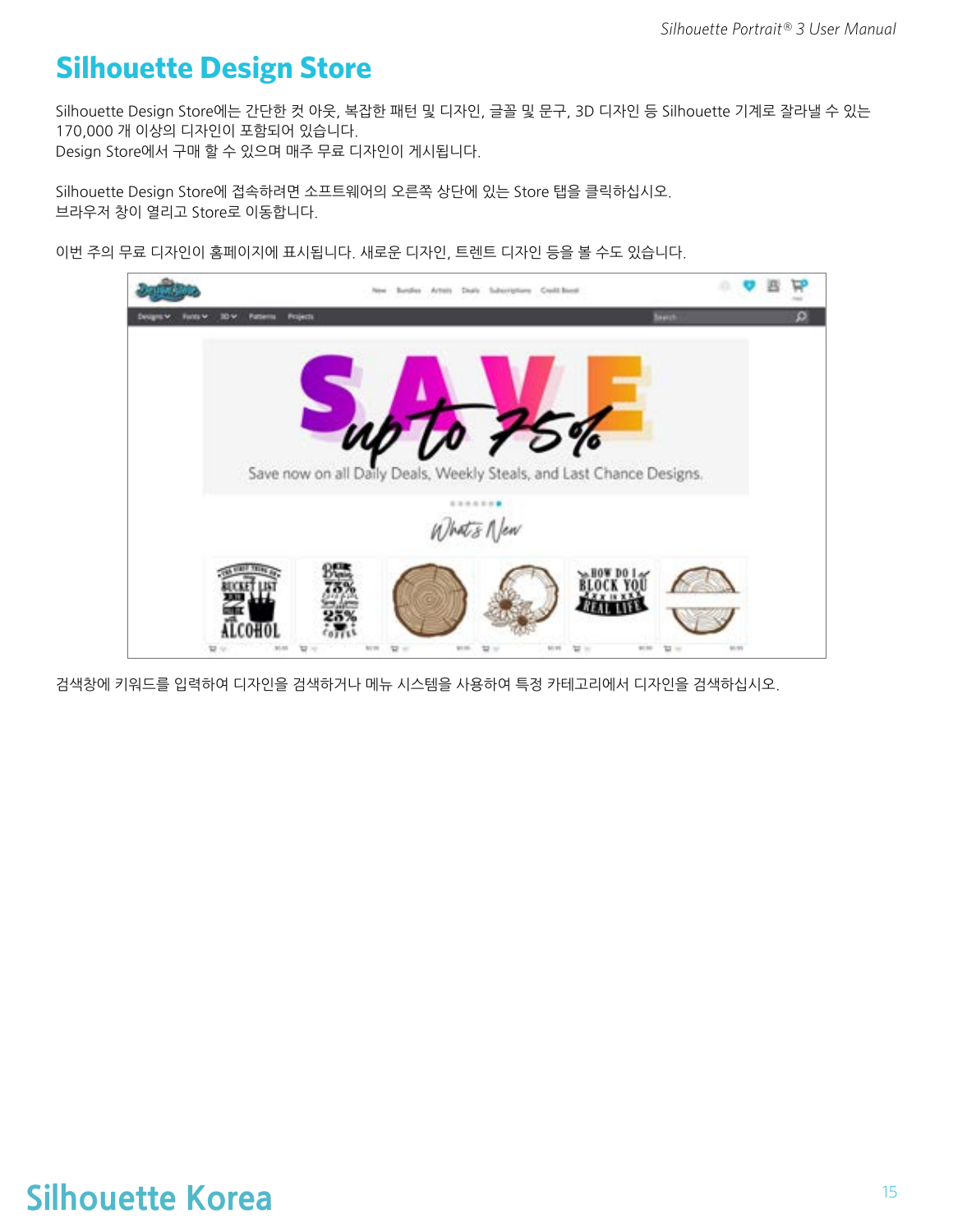# Silhouette Design Store

Silhouette Design Store에는 간단한 컷 아웃, 복잡한 패턴 및 디자인, 글꼴 및 문구, 3D 디자인 등 Silhouette 기계로 잘라낼 수 있는 170,000 개 이상의 디자인이 포함되어 있습니다.
Design Store에서 구매 할 수 있으며 매주 무료 디자인이 게시됩니다.

Silhouette Design Store에 접속하려면 소프트웨어의 오른쪽 상단에 있는 Store 탭을 클릭하십시오.
브라우저 창이 열리고 Store로 이동합니다.

이번 주의 무료 디자인이 홈페이지에 표시됩니다. 새로운 디자인, 트렌트 디자인 등을 볼 수도 있습니다.

검색창에 키워드를 입력하여 디자인을 검색하거나 메뉴 시스템을 사용하여 특정 카테고리에서 디자인을 검색하십시오.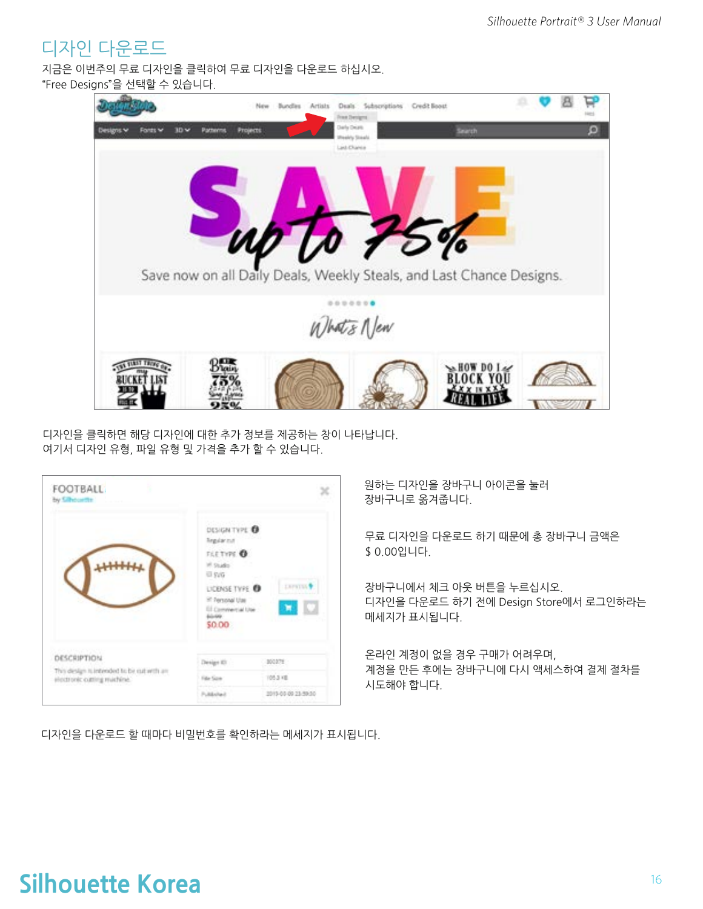## 디자인 다운로드

지금은 이번주의 무료 디자인을 클릭하여 무료 디자인을 다운로드 하십시오.
“Free Designs”을 선택할 수 있습니다.

디자인을 클릭하면 해당 디자인에 대한 추가 정보를 제공하는 창이 나타납니다.
여기서 디자인 유형, 파일 유형 및 가격을 추가 할 수 있습니다.

원하는 디자인을 장바구니 아이콘을 눌러
장바구니로 옮겨줍니다.

무료 디자인을 다운로드 하기 때문에 총 장바구니 금액은
$ 0.00입니다.

장바구니에서 체크 아웃 버튼을 누르십시오.
디자인을 다운로드 하기 전에 Design Store에서 로그인하라는
메세지가 표시됩니다.

온라인 계정이 없을 경우 구매가 어려우며,
계정을 만든 후에는 장바구니에 다시 액세스하여 결제 절차를
시도해야 합니다.

디자인을 다운로드 할 때마다 비밀번호를 확인하라는 메세지가 표시됩니다.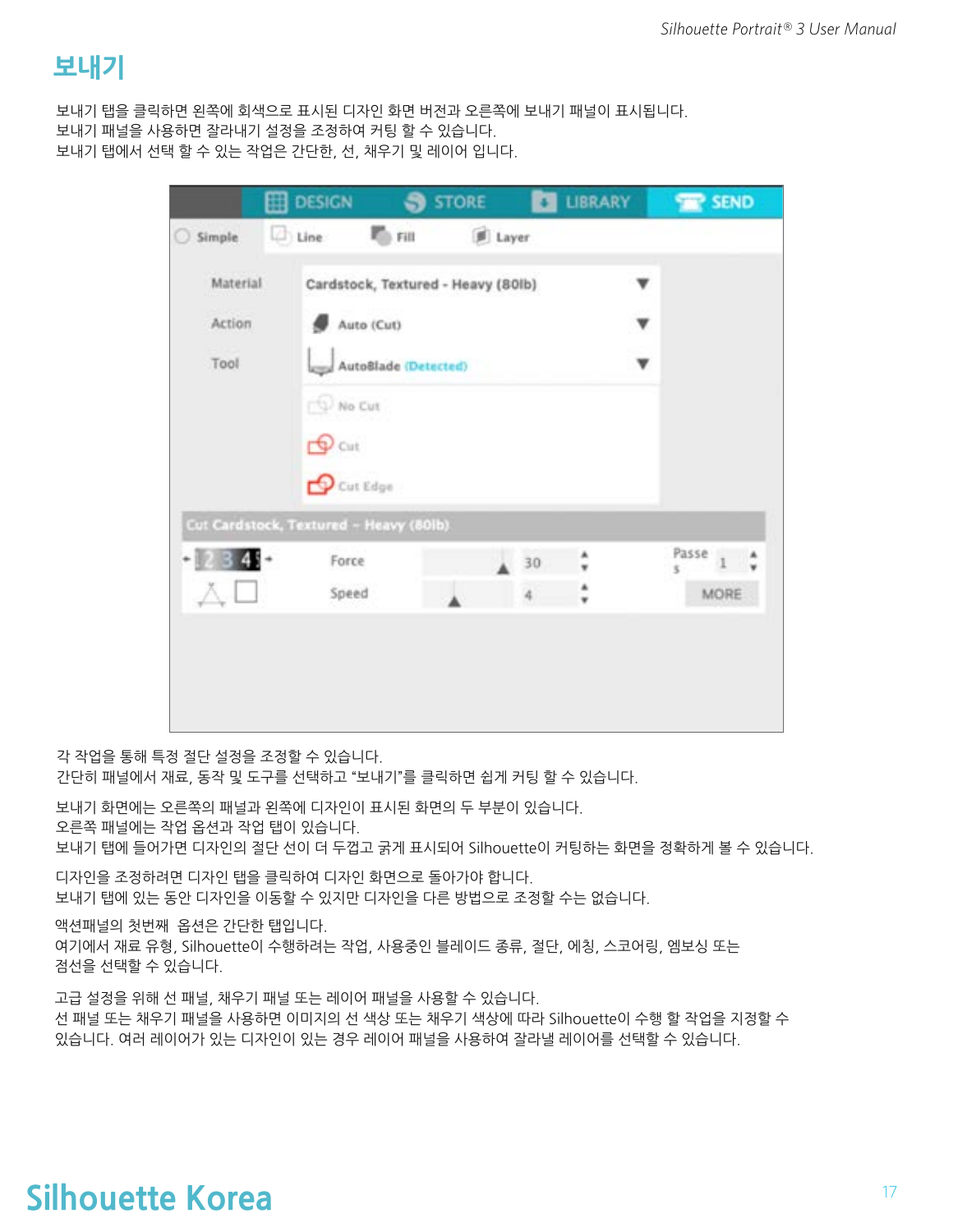# 보내기

보내기 탭을 클릭하면 왼쪽에 회색으로 표시된 디자인 화면 버전과 오른쪽에 보내기 패널이 표시됩니다.
보내기 패널을 사용하면 잘라내기 설정을 조정하여 커팅 할 수 있습니다.
보내기 탭에서 선택 할 수 있는 작업은 간단한, 선, 채우기 및 레이어 입니다.

각 작업을 통해 특정 절단 설정을 조정할 수 있습니다.
간단히 패널에서 재료, 동작 및 도구를 선택하고 "보내기"를 클릭하면 쉽게 커팅 할 수 있습니다.

보내기 화면에는 오른쪽의 패널과 왼쪽에 디자인이 표시된 화면의 두 부분이 있습니다.
오른쪽 패널에는 작업 옵션과 작업 탭이 있습니다.
보내기 탭에 들어가면 디자인의 절단 선이 더 두껍고 굵게 표시되어 Silhouette이 커팅하는 화면을 정확하게 볼 수 있습니다.

디자인을 조정하려면 디자인 탭을 클릭하여 디자인 화면으로 돌아가야 합니다.
보내기 탭에 있는 동안 디자인을 이동할 수 있지만 디자인을 다른 방법으로 조정할 수는 없습니다.

액션패널의 첫번째  옵션은 간단한 탭입니다.
여기에서 재료 유형, Silhouette이 수행하려는 작업, 사용중인 블레이드 종류, 절단, 에칭, 스코어링, 엠보싱 또는
점선을 선택할 수 있습니다.

고급 설정을 위해 선 패널, 채우기 패널 또는 레이어 패널을 사용할 수 있습니다.
선 패널 또는 채우기 패널을 사용하면 이미지의 선 색상 또는 채우기 색상에 따라 Silhouette이 수행 할 작업을 지정할 수
있습니다. 여러 레이어가 있는 디자인이 있는 경우 레이어 패널을 사용하여 잘라낼 레이어를 선택할 수 있습니다.

Silhouette Korea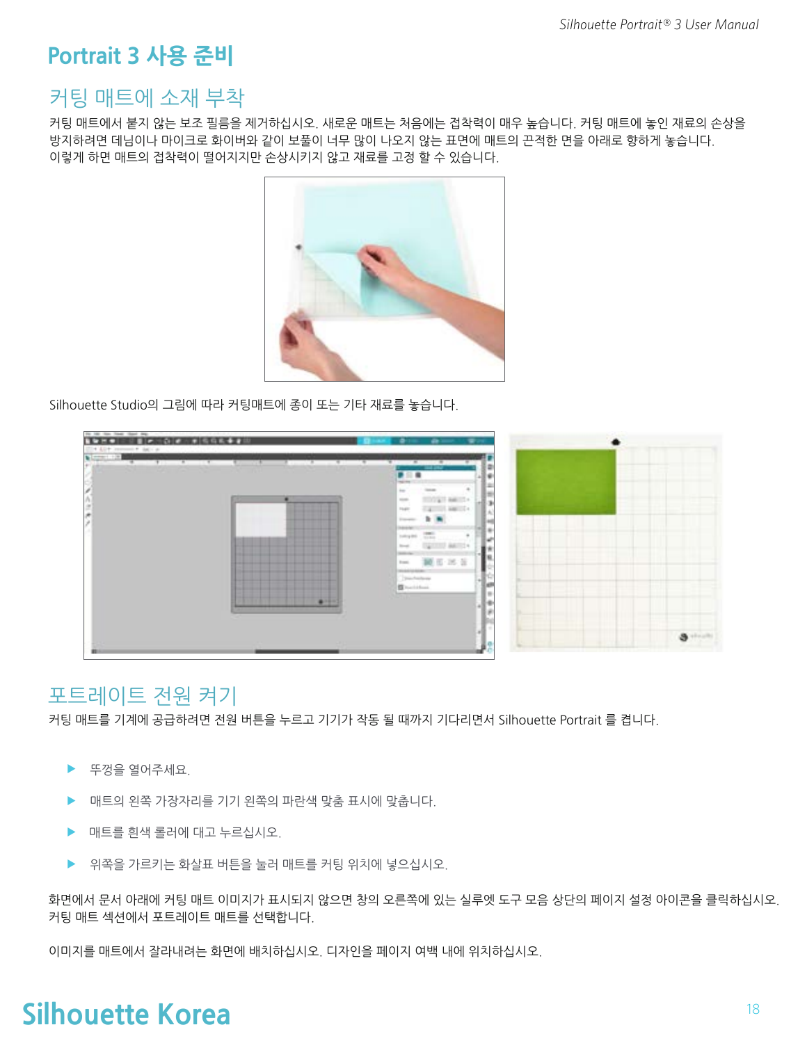# Portrait 3 사용 준비

## 커팅 매트에 소재 부착

커팅 매트에서 붙지 않는 보조 필름을 제거하십시오. 새로운 매트는 처음에는 접착력이 매우 높습니다. 커팅 매트에 놓인 재료의 손상을 방지하려면 데님이나 마이크로 화이버와 같이 보풀이 너무 많이 나오지 않는 표면에 매트의 끈적한 면을 아래로 향하게 놓습니다. 이렇게 하면 매트의 접착력이 떨어지지만 손상시키지 않고 재료를 고정 할 수 있습니다.

Silhouette Studio의 그림에 따라 커팅매트에 종이 또는 기타 재료를 놓습니다.

## 포트레이트 전원 켜기

커팅 매트를 기계에 공급하려면 전원 버튼을 누르고 기기가 작동 될 때까지 기다리면서 Silhouette Portrait 를 켭니다.

- 뚜껑을 열어주세요.
- 매트의 왼쪽 가장자리를 기기 왼쪽의 파란색 맞춤 표시에 맞춥니다.
- 매트를 흰색 롤러에 대고 누르십시오.
- 위쪽을 가르키는 화살표 버튼을 눌러 매트를 커팅 위치에 넣으십시오.

화면에서 문서 아래에 커팅 매트 이미지가 표시되지 않으면 창의 오른쪽에 있는 실루엣 도구 모음 상단의 페이지 설정 아이콘을 클릭하십시오. 커팅 매트 섹션에서 포트레이트 매트를 선택합니다.

이미지를 매트에서 잘라내려는 화면에 배치하십시오. 디자인을 페이지 여백 내에 위치하십시오.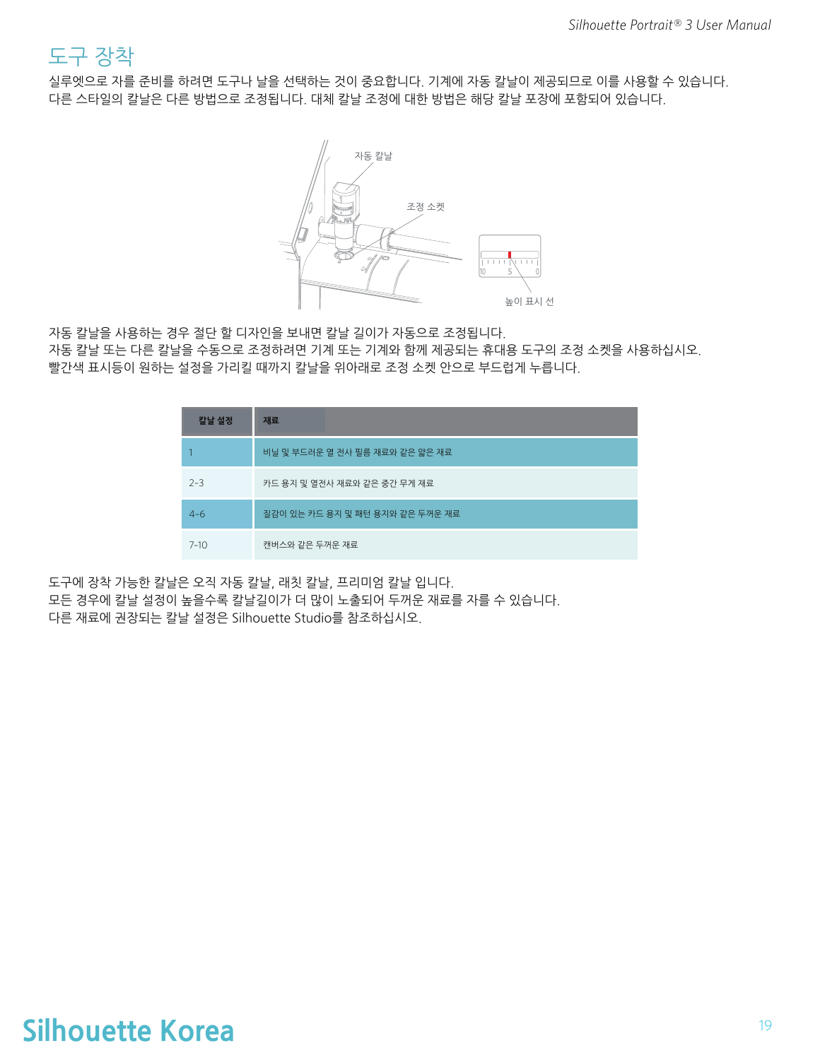# 도구 장착

실루엣으로 자를 준비를 하려면 도구나 날을 선택하는 것이 중요합니다. 기계에 자동 칼날이 제공되므로 이를 사용할 수 있습니다. 다른 스타일의 칼날은 다른 방법으로 조정됩니다. 대체 칼날 조정에 대한 방법은 해당 칼날 포장에 포함되어 있습니다.

자동 칼날

조정 소켓

높이 표시 선

자동 칼날을 사용하는 경우 절단 할 디자인을 보내면 칼날 길이가 자동으로 조정됩니다.
자동 칼날 또는 다른 칼날을 수동으로 조정하려면 기계 또는 기계와 함께 제공되는 휴대용 도구의 조정 소켓을 사용하십시오.
빨간색 표시등이 원하는 설정을 가리킬 때까지 칼날을 위아래로 조정 소켓 안으로 부드럽게 누릅니다.

| 칼날 설정 | 재료 |
| --- | --- |
| 1 | 비닐 및 부드러운 열 전사 필름 재료와 같은 얇은 재료 |
| 2-3 | 카드 용지 및 열전사 재료와 같은 중간 무게 재료 |
| 4-6 | 질감이 있는 카드 용지 및 패턴 용지와 같은 두꺼운 재료 |
| 7-10 | 캔버스와 같은 두꺼운 재료 |

도구에 장착 가능한 칼날은 오직 자동 칼날, 래칫 칼날, 프리미엄 칼날 입니다.
모든 경우에 칼날 설정이 높을수록 칼날길이가 더 많이 노출되어 두꺼운 재료를 자를 수 있습니다.
다른 재료에 권장되는 칼날 설정은 Silhouette Studio를 참조하십시오.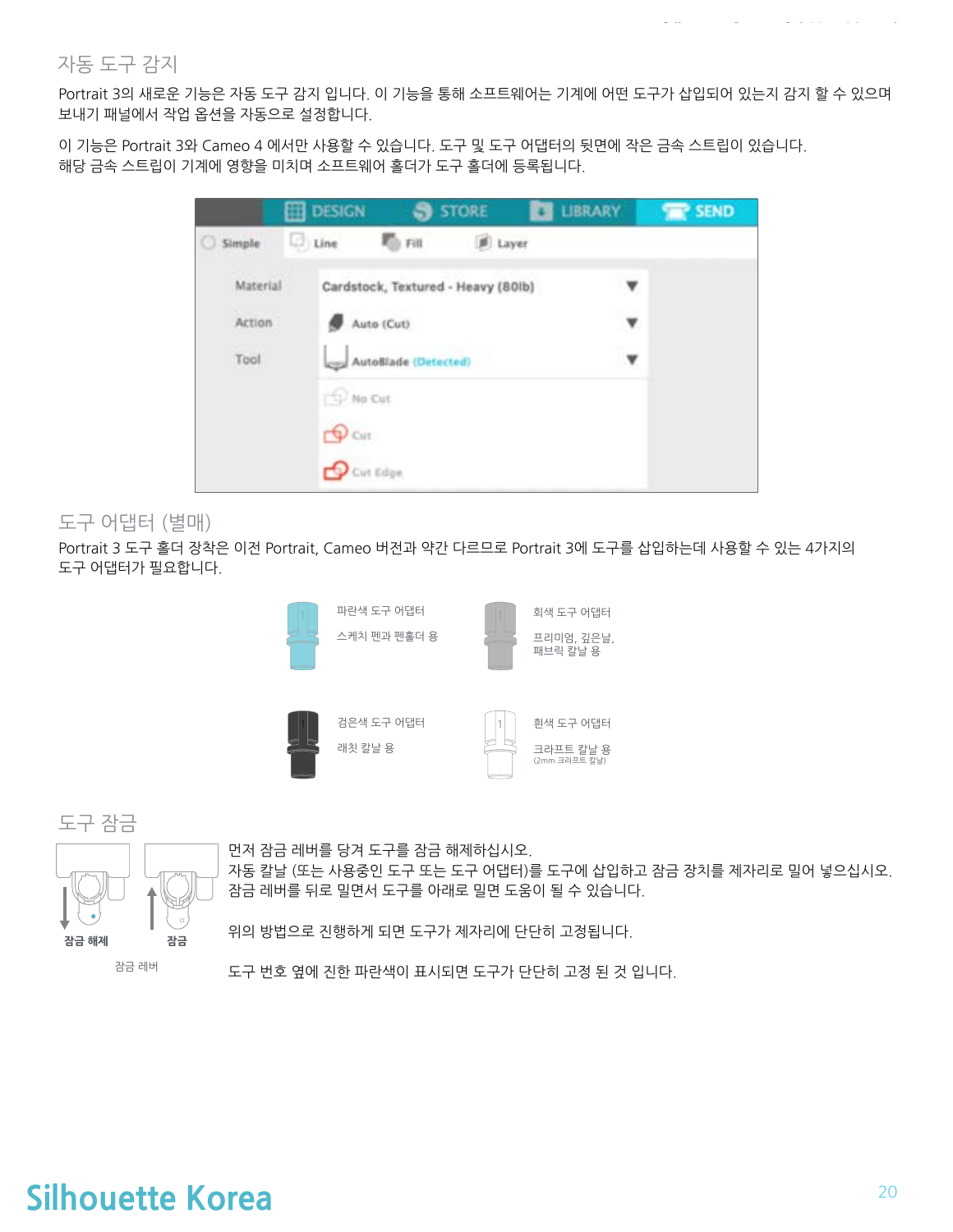## 자동 도구 감지

Portrait 3의 새로운 기능은 자동 도구 감지 입니다. 이 기능을 통해 소프트웨어는 기계에 어떤 도구가 삽입되어 있는지 감지 할 수 있으며 보내기 패널에서 작업 옵션을 자동으로 설정합니다.

이 기능은 Portrait 3와 Cameo 4 에서만 사용할 수 있습니다. 도구 및 도구 어댑터의 뒷면에 작은 금속 스트립이 있습니다. 해당 금속 스트립이 기계에 영향을 미치며 소프트웨어 홀더가 도구 홀더에 등록됩니다.

## 도구 어댑터 (별매)

Portrait 3 도구 홀더 장착은 이전 Portrait, Cameo 버전과 약간 다르므로 Portrait 3에 도구를 삽입하는데 사용할 수 있는 4가지의 도구 어댑터가 필요합니다.

파란색 도구 어댑터
스케치 펜과 펜홀더 용

회색 도구 어댑터
프리미엄, 깊은날, 패브릭 칼날 용

검은색 도구 어댑터
래칫 칼날 용

흰색 도구 어댑터
크라프트 칼날 용
(2mm 크라프트 칼날)

## 도구 잠금

잠금 해제 잠금

잠금 레버

먼저 잠금 레버를 당겨 도구를 잠금 해제하십시오.
자동 칼날 (또는 사용중인 도구 또는 도구 어댑터)를 도구에 삽입하고 잠금 장치를 제자리로 밀어 넣으십시오.
잠금 레버를 뒤로 밀면서 도구를 아래로 밀면 도움이 될 수 있습니다.

위의 방법으로 진행하게 되면 도구가 제자리에 단단히 고정됩니다.

도구 번호 옆에 진한 파란색이 표시되면 도구가 단단히 고정 된 것 입니다.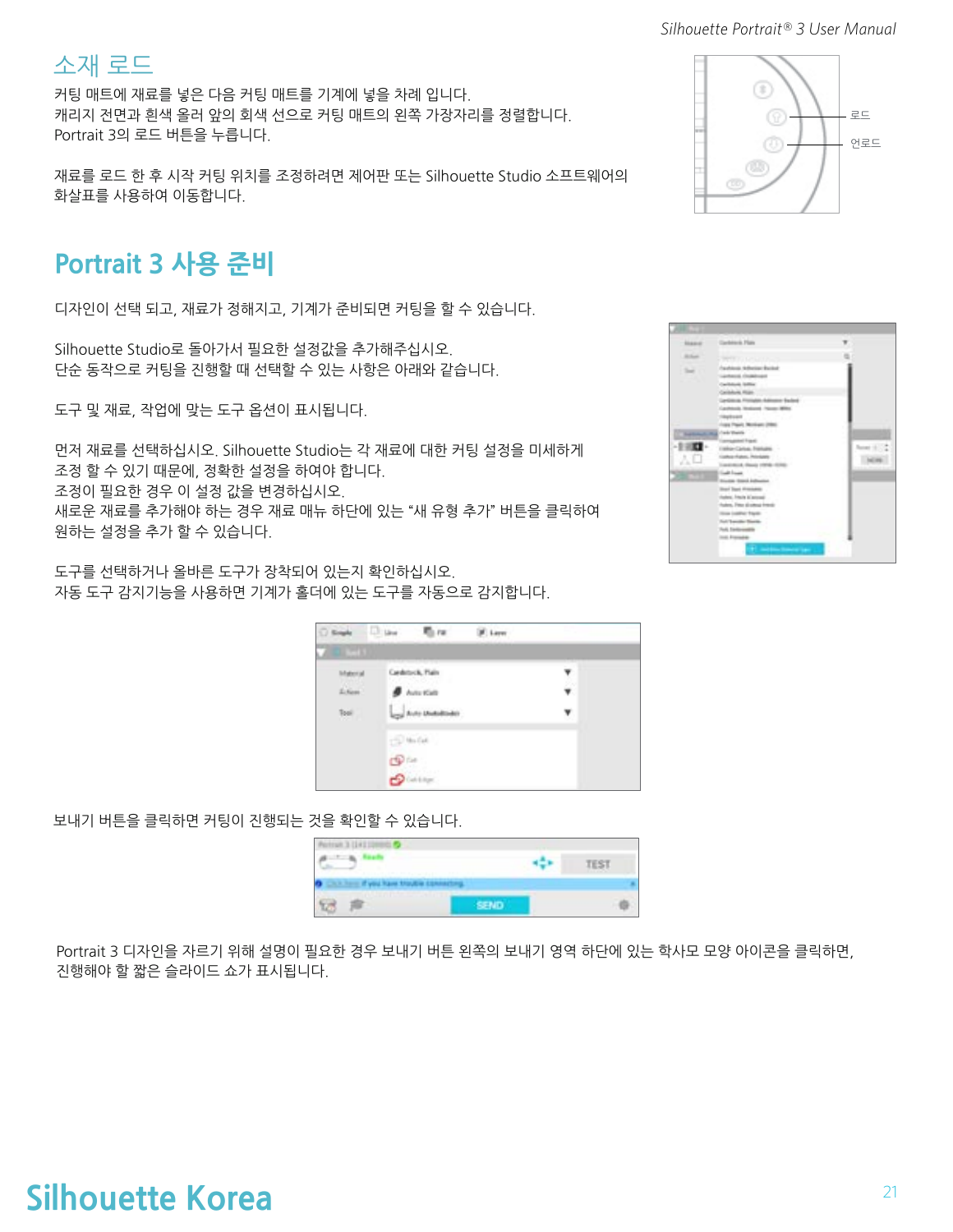## 소재 로드

커팅 매트에 재료를 넣은 다음 커팅 매트를 기계에 넣을 차례 입니다.
캐리지 전면과 흰색 롤러 앞의 회색 선으로 커팅 매트의 왼쪽 가장자리를 정렬합니다.
Portrait 3의 로드 버튼을 누릅니다.

재료를 로드 한 후 시작 커팅 위치를 조정하려면 제어판 또는 Silhouette Studio 소프트웨어의 화살표를 사용하여 이동합니다.

로드

언로드

# Portrait 3 사용 준비

디자인이 선택 되고, 재료가 정해지고, 기계가 준비되면 커팅을 할 수 있습니다.

Silhouette Studio로 돌아가서 필요한 설정값을 추가해주십시오.
단순 동작으로 커팅을 진행할 때 선택할 수 있는 사항은 아래와 같습니다.

도구 및 재료, 작업에 맞는 도구 옵션이 표시됩니다.

먼저 재료를 선택하십시오. Silhouette Studio는 각 재료에 대한 커팅 설정을 미세하게 조정 할 수 있기 때문에, 정확한 설정을 하여야 합니다.
조정이 필요한 경우 이 설정 값을 변경하십시오.
새로운 재료를 추가해야 하는 경우 재료 매뉴 하단에 있는 "새 유형 추가" 버튼을 클릭하여 원하는 설정을 추가 할 수 있습니다.

도구를 선택하거나 올바른 도구가 장착되어 있는지 확인하십시오.
자동 도구 감지기능을 사용하면 기계가 홀더에 있는 도구를 자동으로 감지합니다.

보내기 버튼을 클릭하면 커팅이 진행되는 것을 확인할 수 있습니다.

Portrait 3 디자인을 자르기 위해 설명이 필요한 경우 보내기 버튼 왼쪽의 보내기 영역 하단에 있는 학사모 모양 아이콘을 클릭하면, 진행해야 할 짧은 슬라이드 쇼가 표시됩니다.

**Silhouette Korea**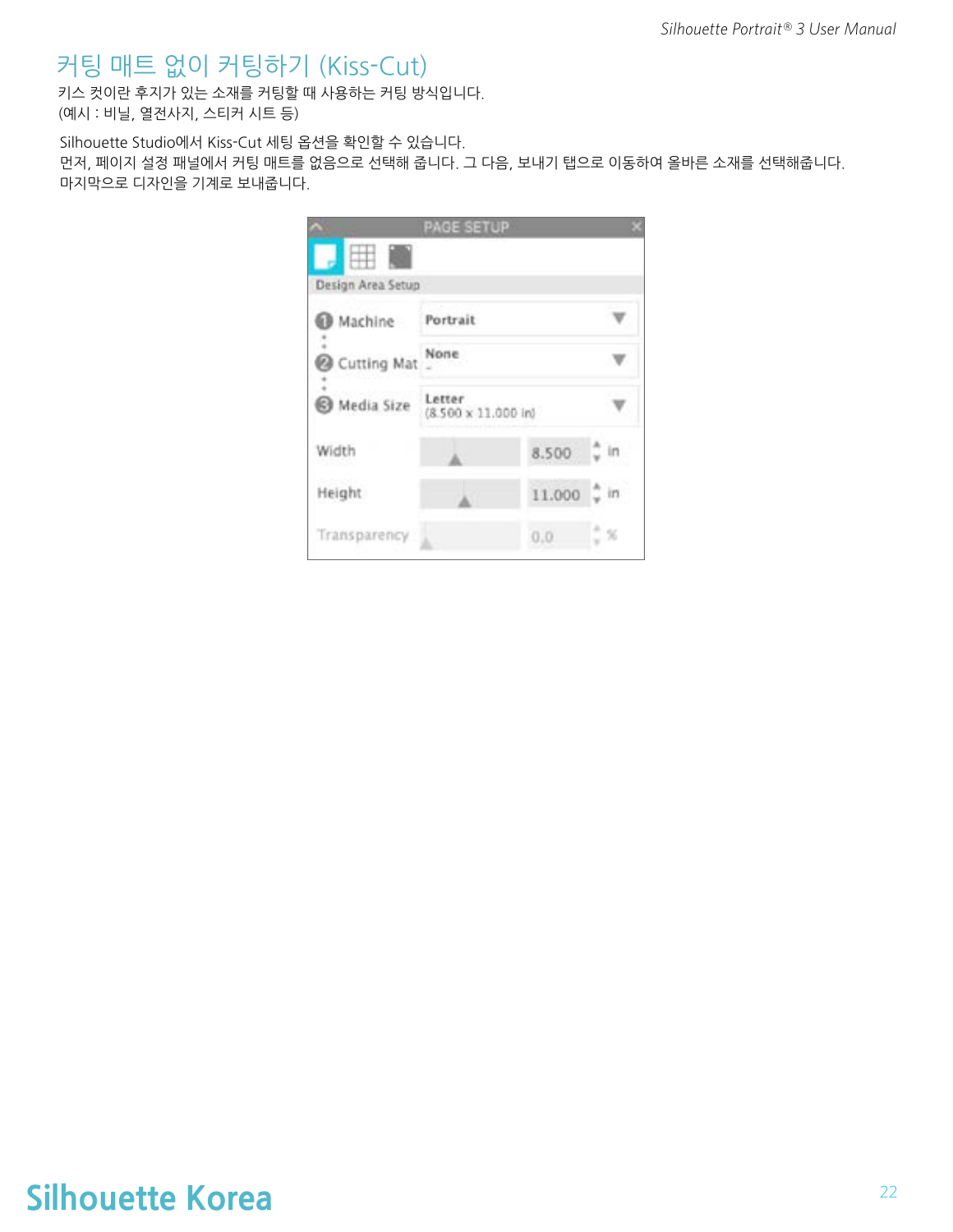## 커팅 매트 없이 커팅하기 (Kiss-Cut)

키스 컷이란 후지가 있는 소재를 커팅할 때 사용하는 커팅 방식입니다.
(예시 : 비닐, 열전사지, 스티커 시트 등)

Silhouette Studio에서 Kiss-Cut 세팅 옵션을 확인할 수 있습니다.
먼저, 페이지 설정 패널에서 커팅 매트를 없음으로 선택해 줍니다. 그 다음, 보내기 탭으로 이동하여 올바른 소재를 선택해줍니다.
마지막으로 디자인을 기계로 보내줍니다.

**Silhouette Korea**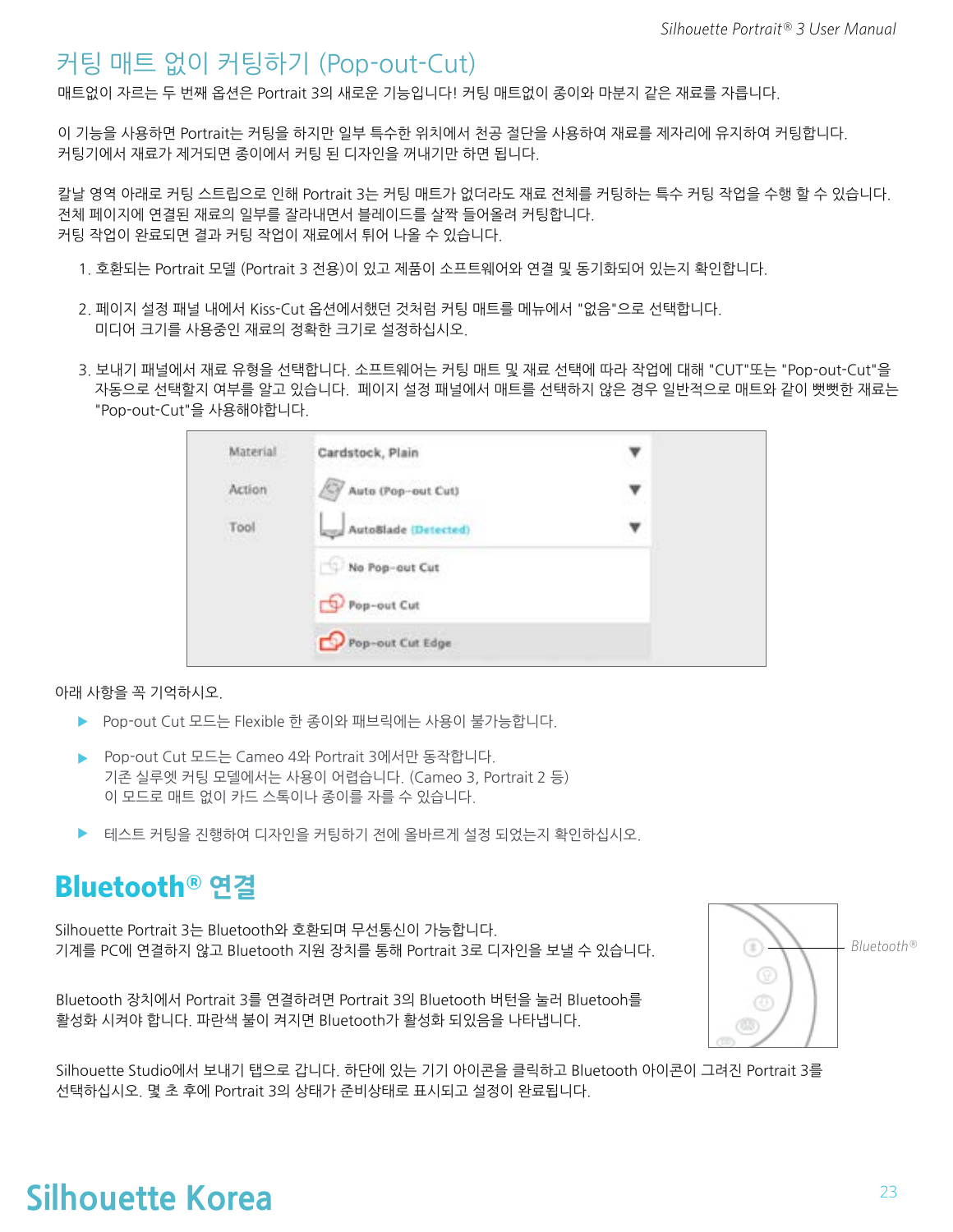## 커팅 매트 없이 커팅하기 (Pop-out-Cut)

매트없이 자르는 두 번째 옵션은 Portrait 3의 새로운 기능입니다! 커팅 매트없이 종이와 마분지 같은 재료를 자릅니다.

이 기능을 사용하면 Portrait는 커팅을 하지만 일부 특수한 위치에서 천공 절단을 사용하여 재료를 제자리에 유지하여 커팅합니다.
커팅기에서 재료가 제거되면 종이에서 커팅 된 디자인을 꺼내기만 하면 됩니다.

칼날 영역 아래로 커팅 스트립으로 인해 Portrait 3는 커팅 매트가 없더라도 재료 전체를 커팅하는 특수 커팅 작업을 수행 할 수 있습니다.
전체 페이지에 연결된 재료의 일부를 잘라내면서 블레이드를 살짝 들어올려 커팅합니다.
커팅 작업이 완료되면 결과 커팅 작업이 재료에서 튀어 나올 수 있습니다.

1. 호환되는 Portrait 모델 (Portrait 3 전용)이 있고 제품이 소프트웨어와 연결 및 동기화되어 있는지 확인합니다.

2. 페이지 설정 패널 내에서 Kiss-Cut 옵션에서했던 것처럼 커팅 매트를 메뉴에서 "없음"으로 선택합니다.
   미디어 크기를 사용중인 재료의 정확한 크기로 설정하십시오.

3. 보내기 패널에서 재료 유형을 선택합니다. 소프트웨어는 커팅 매트 및 재료 선택에 따라 작업에 대해 "CUT"또는 "Pop-out-Cut"을 자동으로 선택할지 여부를 알고 있습니다. 페이지 설정 패널에서 매트를 선택하지 않은 경우 일반적으로 매트와 같이 뻣뻣한 재료는 "Pop-out-Cut"을 사용해야합니다.

| | |
|---|---|
| Material | Cardstock, Plain |
| Action | Auto (Pop-out Cut) |
| Tool | AutoBlade (Detected) |
| | No Pop-out Cut |
| | Pop-out Cut |
| | Pop-out Cut Edge |

아래 사항을 꼭 기억하시오.

- Pop-out Cut 모드는 Flexible 한 종이와 패브릭에는 사용이 불가능합니다.
- Pop-out Cut 모드는 Cameo 4와 Portrait 3에서만 동작합니다.
  기존 실루엣 커팅 모델에서는 사용이 어렵습니다. (Cameo 3, Portrait 2 등)
  이 모드로 매트 없이 카드 스톡이나 종이를 자를 수 있습니다.
- 테스트 커팅을 진행하여 디자인을 커팅하기 전에 올바르게 설정 되었는지 확인하십시오.

## Bluetooth® 연결

Silhouette Portrait 3는 Bluetooth와 호환되며 무선통신이 가능합니다.
기계를 PC에 연결하지 않고 Bluetooth 지원 장치를 통해 Portrait 3로 디자인을 보낼 수 있습니다.

Bluetooth®

Bluetooth 장치에서 Portrait 3를 연결하려면 Portrait 3의 Bluetooth 버턴을 눌러 Bluetooh를 활성화 시켜야 합니다. 파란색 불이 켜지면 Bluetooth가 활성화 되있음을 나타냅니다.

Silhouette Studio에서 보내기 탭으로 갑니다. 하단에 있는 기기 아이콘을 클릭하고 Bluetooth 아이콘이 그려진 Portrait 3를 선택하십시오. 몇 초 후에 Portrait 3의 상태가 준비상태로 표시되고 설정이 완료됩니다.

Silhouette Korea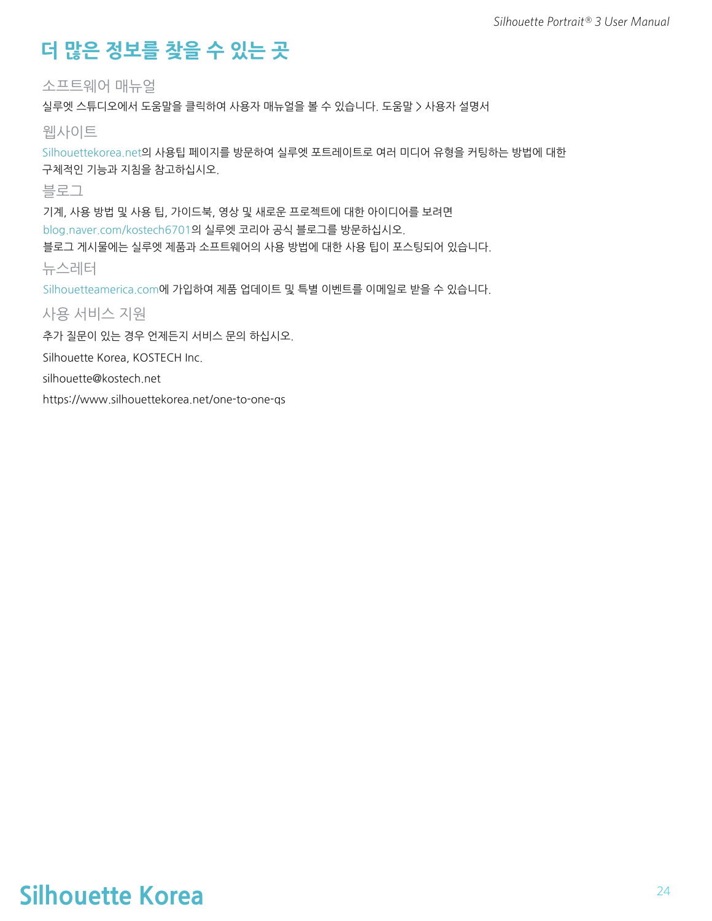# 더 많은 정보를 찾을 수 있는 곳

## 소프트웨어 매뉴얼

실루엣 스튜디오에서 도움말을 클릭하여 사용자 매뉴얼을 볼 수 있습니다. 도움말 > 사용자 설명서

## 웹사이트

Silhouettekorea.net의 사용팁 페이지를 방문하여 실루엣 포트레이트로 여러 미디어 유형을 커팅하는 방법에 대한 구체적인 기능과 지침을 참고하십시오.

## 블로그

기계, 사용 방법 및 사용 팁, 가이드북, 영상 및 새로운 프로젝트에 대한 아이디어를 보려면 blog.naver.com/kostech6701의 실루엣 코리아 공식 블로그를 방문하십시오.
블로그 게시물에는 실루엣 제품과 소프트웨어의 사용 방법에 대한 사용 팁이 포스팅되어 있습니다.

## 뉴스레터

Silhouetteamerica.com에 가입하여 제품 업데이트 및 특별 이벤트를 이메일로 받을 수 있습니다.

## 사용 서비스 지원

추가 질문이 있는 경우 언제든지 서비스 문의 하십시오.

Silhouette Korea, KOSTECH Inc.

silhouette@kostech.net

https://www.silhouettekorea.net/one-to-one-qs

Silhouette Korea